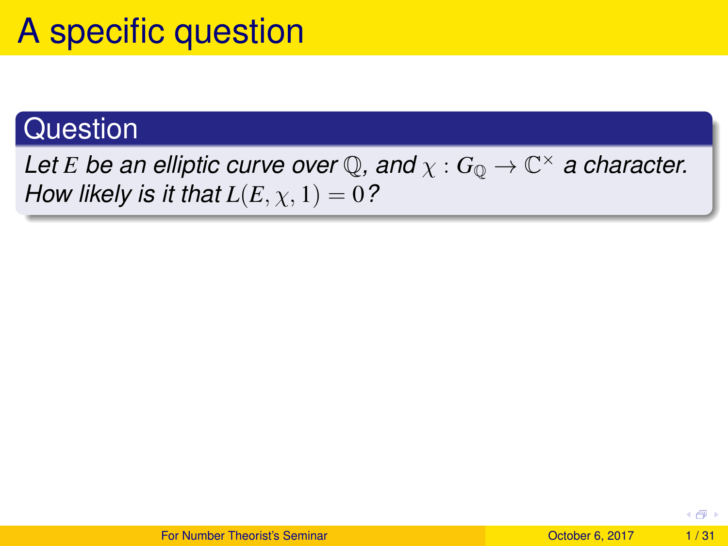# A specific question

**Question**

*Let $E$ be an elliptic curve over $\mathbb{Q}$, and $\chi : G_{\mathbb{Q}} \to \mathbb{C}^{\times}$ a character. How likely is it that $L(E, \chi, 1) = 0$?*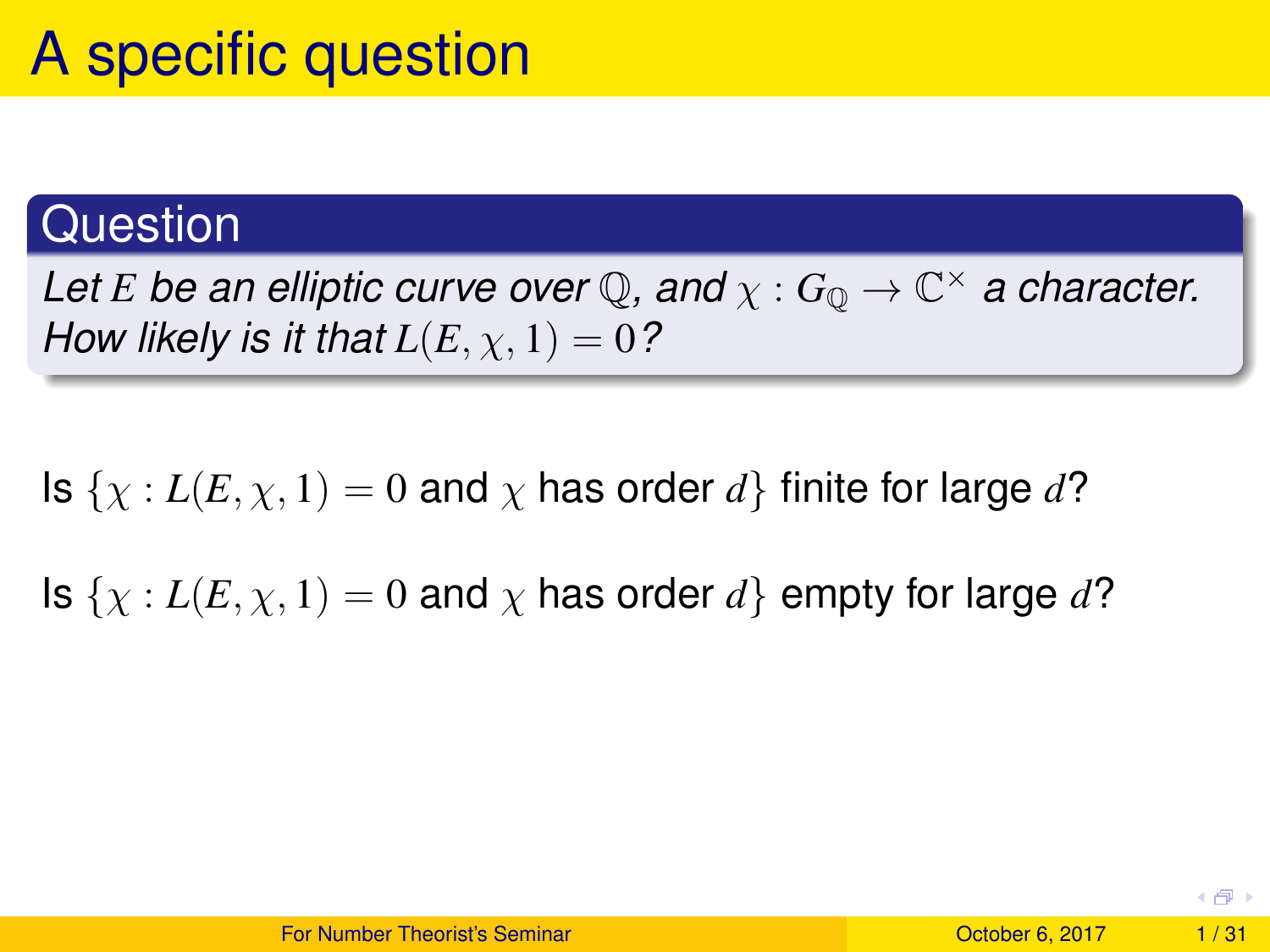# A specific question

**Question**

*Let $E$ be an elliptic curve over $\mathbb{Q}$, and $\chi : G_{\mathbb{Q}} \to \mathbb{C}^\times$ a character. How likely is it that $L(E, \chi, 1) = 0$?*

Is $\{\chi : L(E, \chi, 1) = 0$ and $\chi$ has order $d\}$ finite for large $d$?

Is $\{\chi : L(E, \chi, 1) = 0$ and $\chi$ has order $d\}$ empty for large $d$?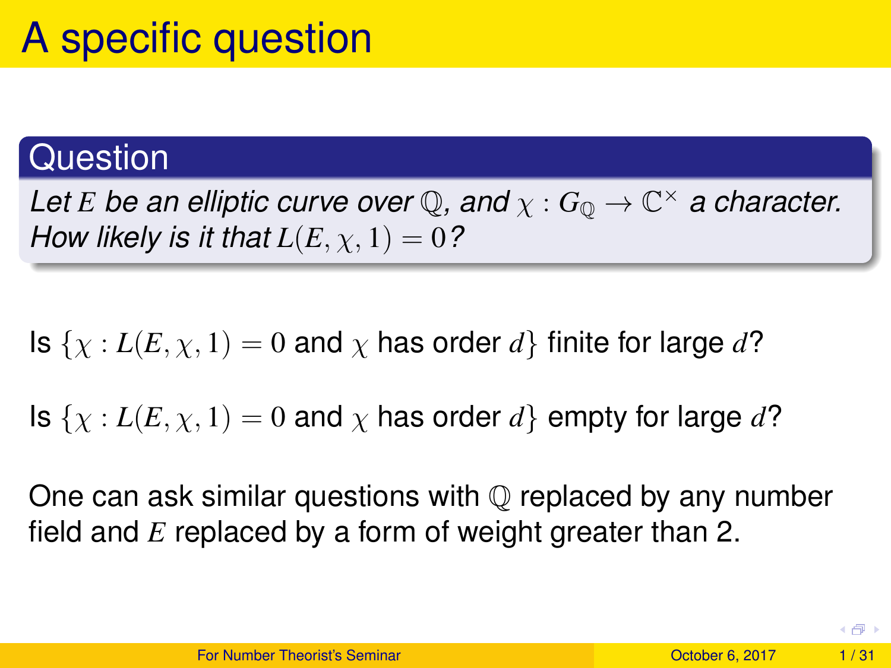# A specific question

## Question

*Let $E$ be an elliptic curve over $\mathbb{Q}$, and $\chi : G_{\mathbb{Q}} \to \mathbb{C}^{\times}$ a character. How likely is it that $L(E, \chi, 1) = 0$?*

Is $\{\chi : L(E, \chi, 1) = 0$ and $\chi$ has order $d\}$ finite for large $d$?

Is $\{\chi : L(E, \chi, 1) = 0$ and $\chi$ has order $d\}$ empty for large $d$?

One can ask similar questions with $\mathbb{Q}$ replaced by any number field and $E$ replaced by a form of weight greater than 2.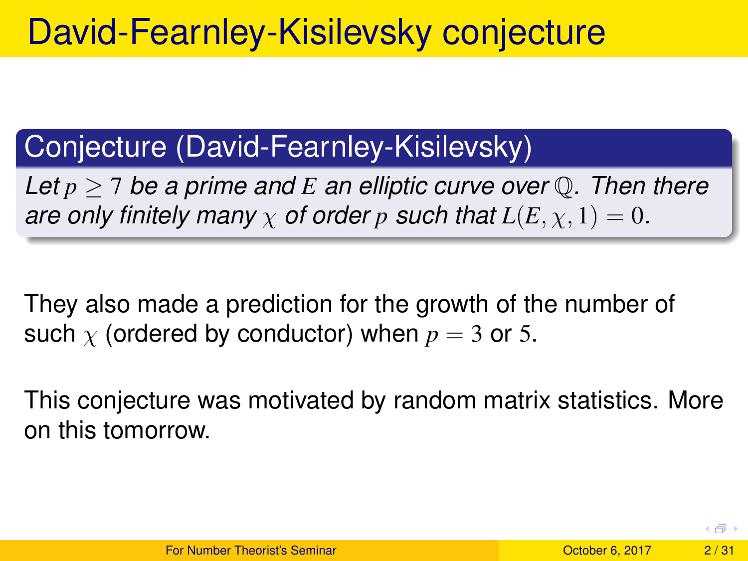# David-Fearnley-Kisilevsky conjecture

**Conjecture (David-Fearnley-Kisilevsky)**

*Let $p \geq 7$ be a prime and $E$ an elliptic curve over $\mathbb{Q}$. Then there are only finitely many $\chi$ of order $p$ such that $L(E, \chi, 1) = 0$.*

They also made a prediction for the growth of the number of such $\chi$ (ordered by conductor) when $p = 3$ or $5$.

This conjecture was motivated by random matrix statistics. More on this tomorrow.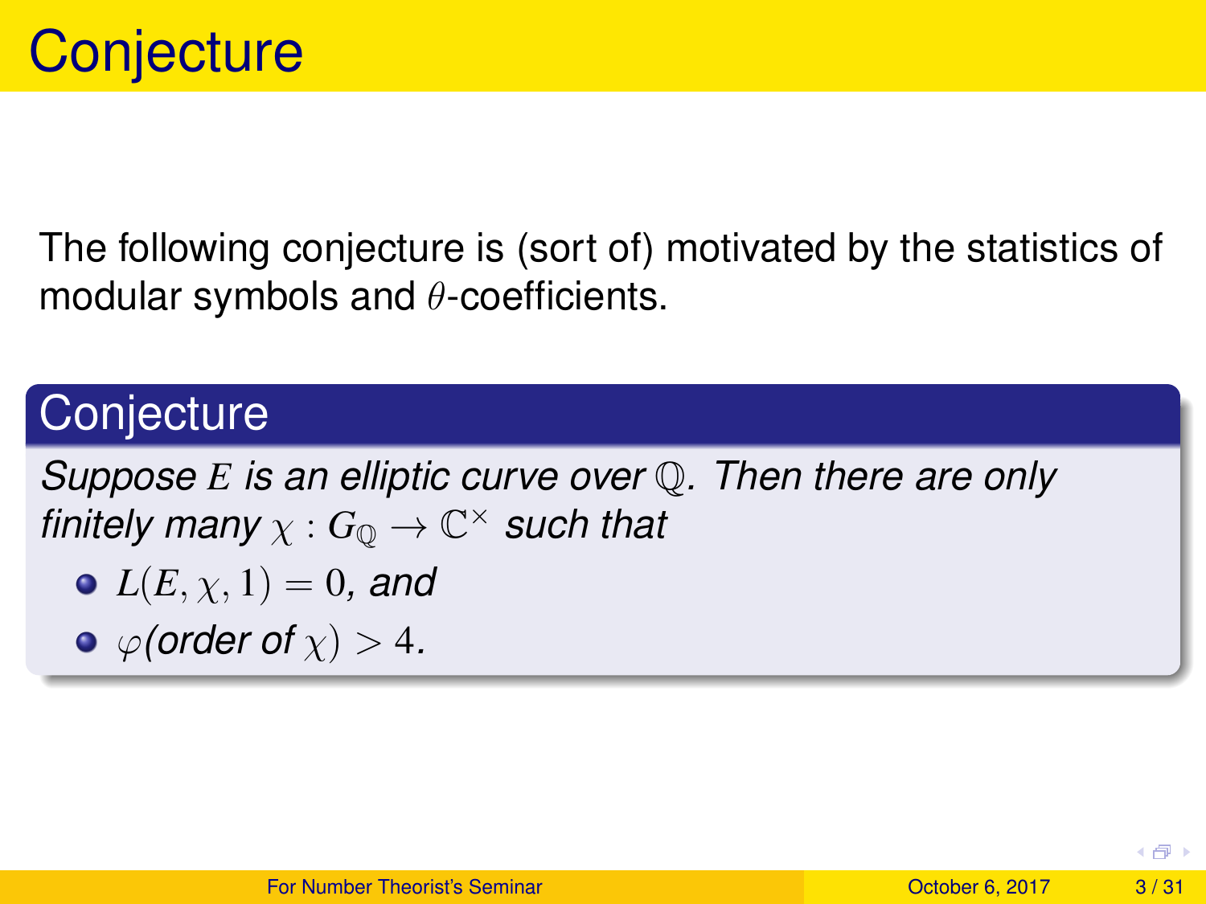# Conjecture

The following conjecture is (sort of) motivated by the statistics of modular symbols and $\theta$-coefficients.

## Conjecture

*Suppose $E$ is an elliptic curve over $\mathbb{Q}$. Then there are only finitely many $\chi : G_{\mathbb{Q}} \to \mathbb{C}^{\times}$ such that*

- $L(E, \chi, 1) = 0$*, and*
- $\varphi$*(order of* $\chi) > 4$*.*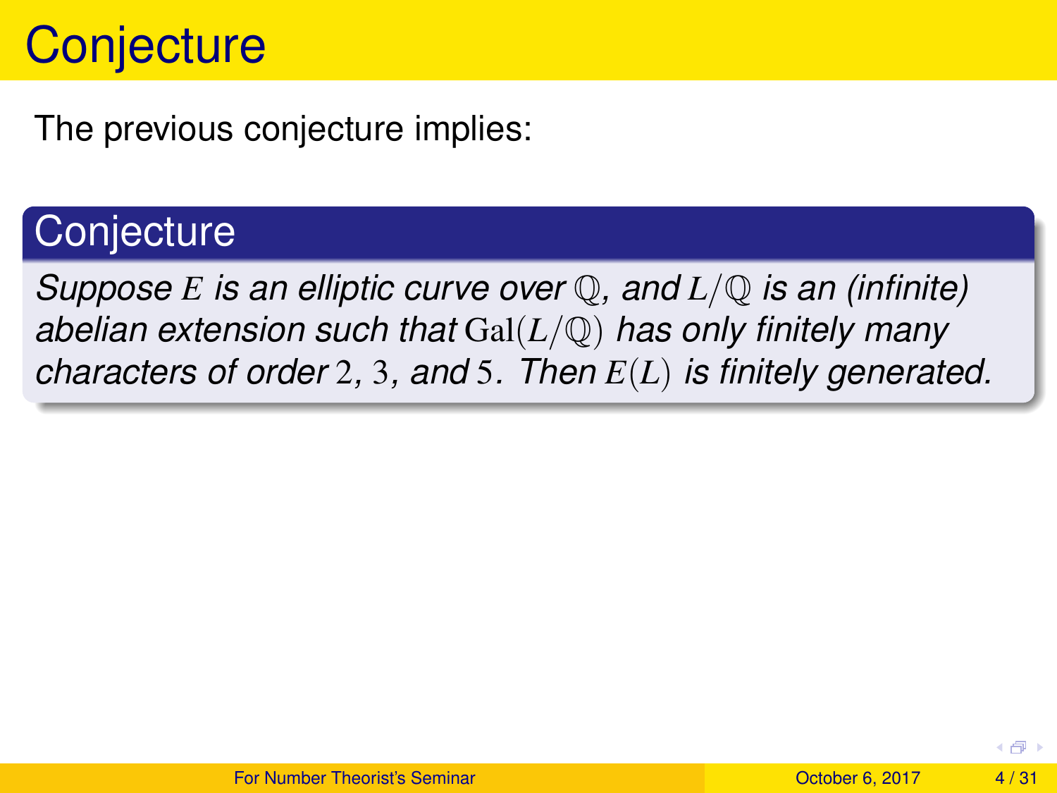# Conjecture

The previous conjecture implies:

**Conjecture**

*Suppose $E$ is an elliptic curve over $\mathbb{Q}$, and $L/\mathbb{Q}$ is an (infinite) abelian extension such that $\mathrm{Gal}(L/\mathbb{Q})$ has only finitely many characters of order $2$, $3$, and $5$. Then $E(L)$ is finitely generated.*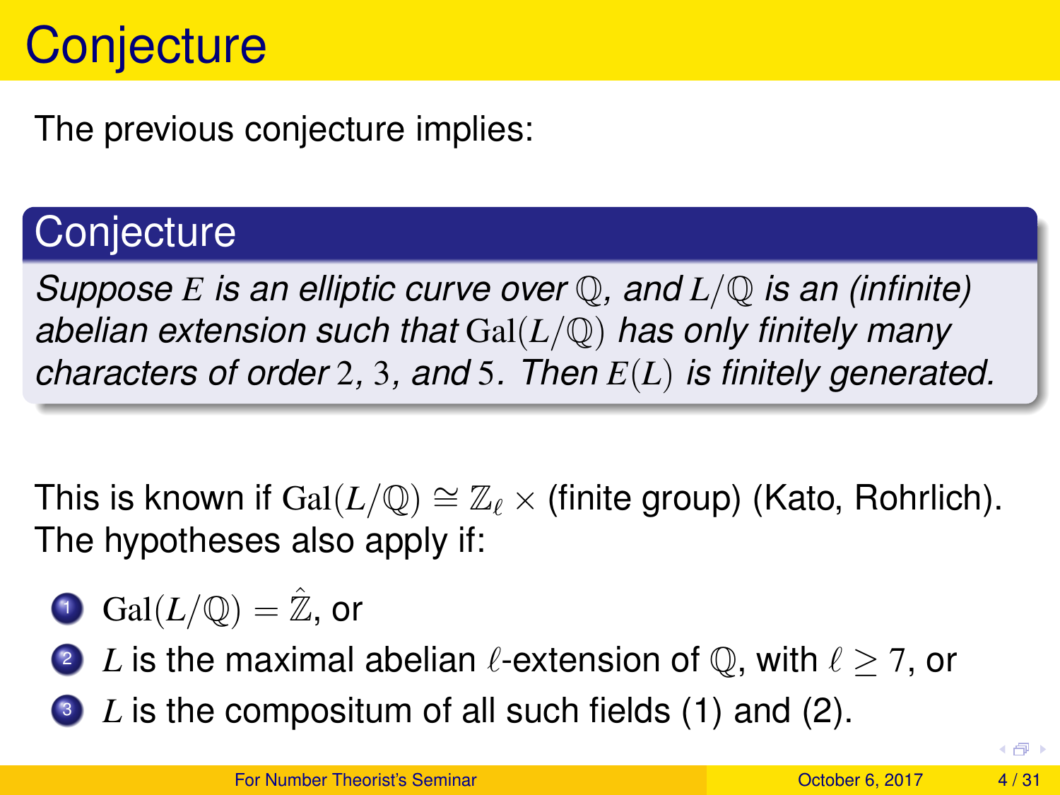# Conjecture

The previous conjecture implies:

**Conjecture**

*Suppose $E$ is an elliptic curve over $\mathbb{Q}$, and $L/\mathbb{Q}$ is an (infinite) abelian extension such that $\mathrm{Gal}(L/\mathbb{Q})$ has only finitely many characters of order $2$, $3$, and $5$. Then $E(L)$ is finitely generated.*

This is known if $\mathrm{Gal}(L/\mathbb{Q}) \cong \mathbb{Z}_\ell \times$ (finite group) (Kato, Rohrlich). The hypotheses also apply if:

1. $\mathrm{Gal}(L/\mathbb{Q}) = \hat{\mathbb{Z}}$, or
2. $L$ is the maximal abelian $\ell$-extension of $\mathbb{Q}$, with $\ell \geq 7$, or
3. $L$ is the compositum of all such fields (1) and (2).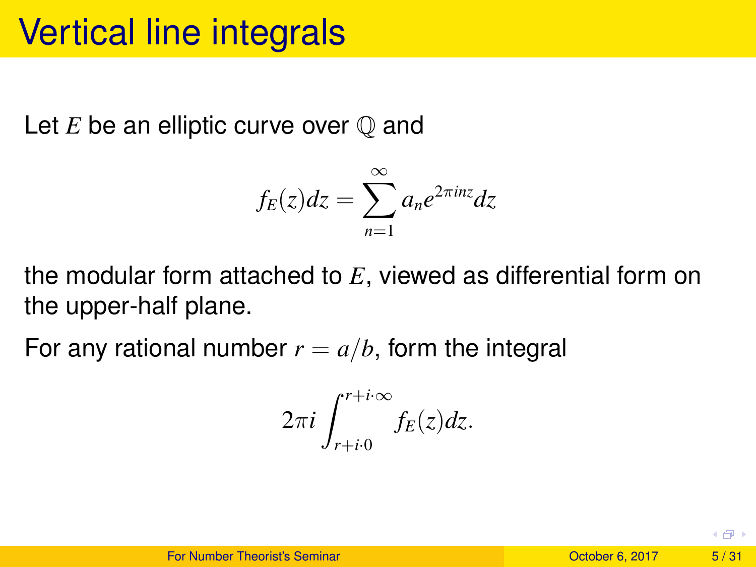# Vertical line integrals

Let $E$ be an elliptic curve over $\mathbb{Q}$ and

$$f_E(z)dz = \sum_{n=1}^{\infty} a_n e^{2\pi i n z} dz$$

the modular form attached to $E$, viewed as differential form on the upper-half plane.

For any rational number $r = a/b$, form the integral

$$2\pi i \int_{r+i\cdot 0}^{r+i\cdot\infty} f_E(z)dz.$$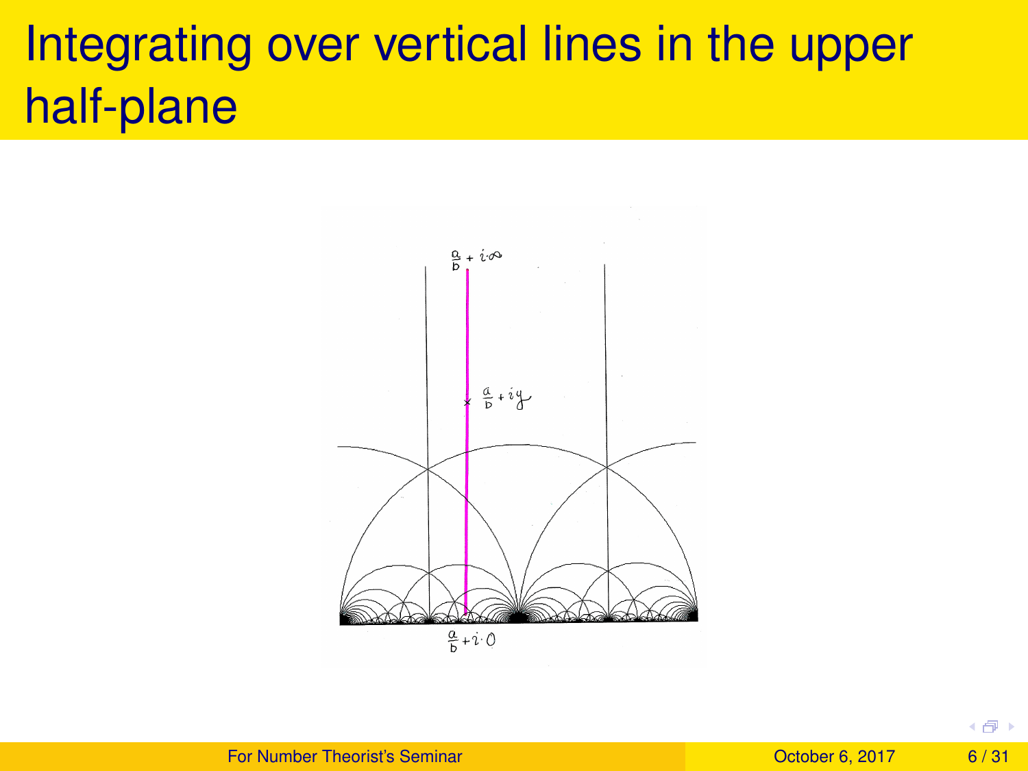# Integrating over vertical lines in the upper half-plane

$\frac{a}{b} + i \cdot \infty$

$\frac{a}{b} + iy$

$\frac{a}{b} + i \cdot 0$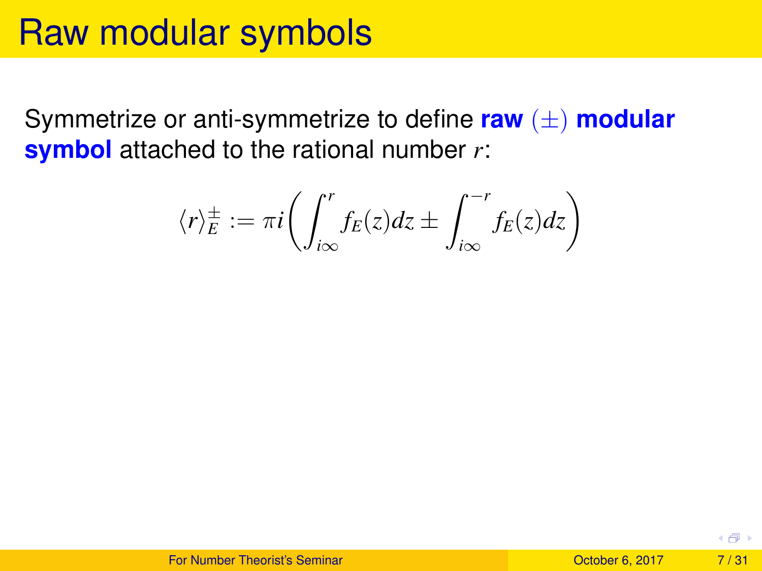# Raw modular symbols

Symmetrize or anti-symmetrize to define **raw $(\pm)$ modular symbol** attached to the rational number $r$:

$$\langle r \rangle_E^{\pm} := \pi i \left( \int_{i\infty}^{r} f_E(z) dz \pm \int_{i\infty}^{-r} f_E(z) dz \right)$$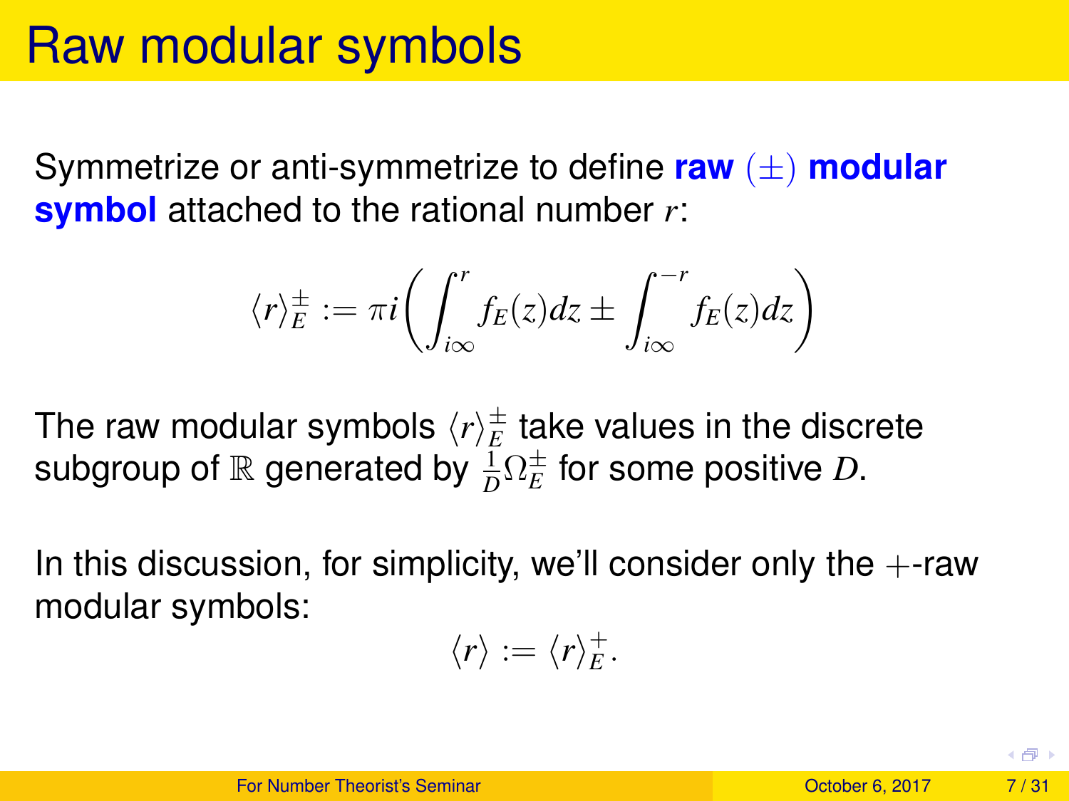# Raw modular symbols

Symmetrize or anti-symmetrize to define **raw** $(\pm)$ **modular symbol** attached to the rational number $r$:

$$\langle r\rangle_E^{\pm} := \pi i\left(\int_{i\infty}^{r} f_E(z)dz \pm \int_{i\infty}^{-r} f_E(z)dz\right)$$

The raw modular symbols $\langle r\rangle_E^{\pm}$ take values in the discrete subgroup of $\mathbb{R}$ generated by $\frac{1}{D}\Omega_E^{\pm}$ for some positive $D$.

In this discussion, for simplicity, we'll consider only the $+$-raw modular symbols:

$$\langle r\rangle := \langle r\rangle_E^{+}.$$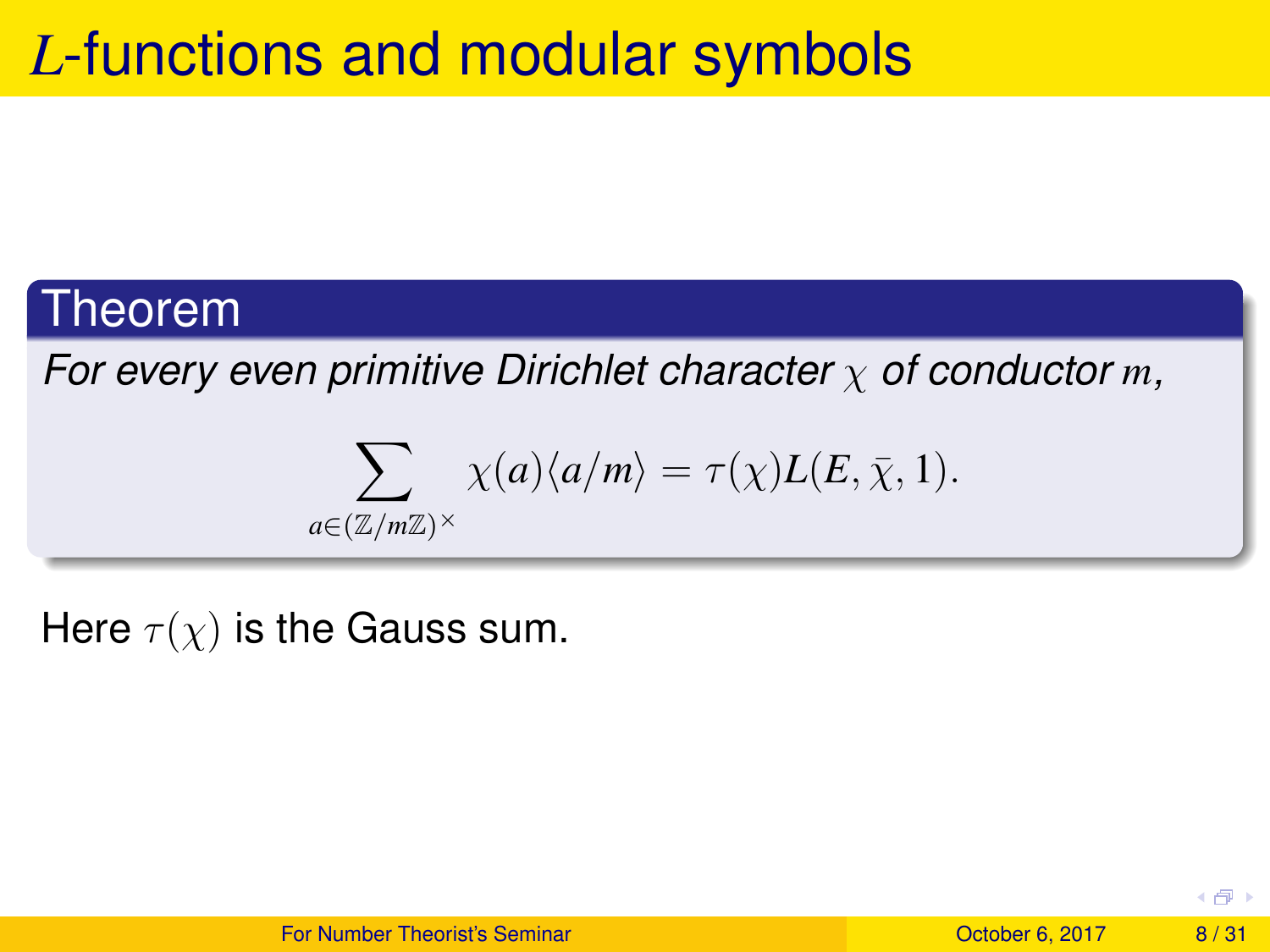# $L$-functions and modular symbols

**Theorem**

*For every even primitive Dirichlet character $\chi$ of conductor $m$,*

$$\sum_{a \in (\mathbb{Z}/m\mathbb{Z})^\times} \chi(a)\langle a/m \rangle = \tau(\chi) L(E, \bar{\chi}, 1).$$

Here $\tau(\chi)$ is the Gauss sum.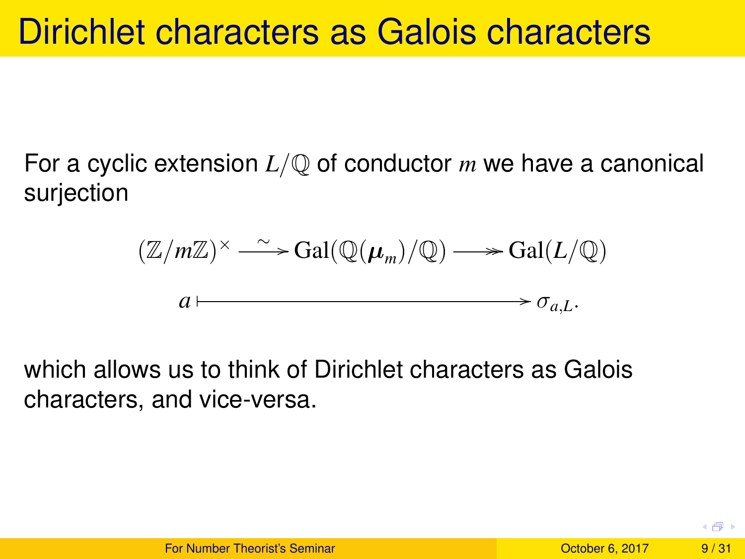# Dirichlet characters as Galois characters

For a cyclic extension $L/\mathbb{Q}$ of conductor $m$ we have a canonical surjection

$$
\begin{array}{ccccc}
(\mathbb{Z}/m\mathbb{Z})^\times & \xrightarrow{\sim} & \mathrm{Gal}(\mathbb{Q}(\boldsymbol{\mu}_m)/\mathbb{Q}) & \twoheadrightarrow & \mathrm{Gal}(L/\mathbb{Q}) \\
a & \longmapsto & & & \sigma_{a,L}.
\end{array}
$$

which allows us to think of Dirichlet characters as Galois characters, and vice-versa.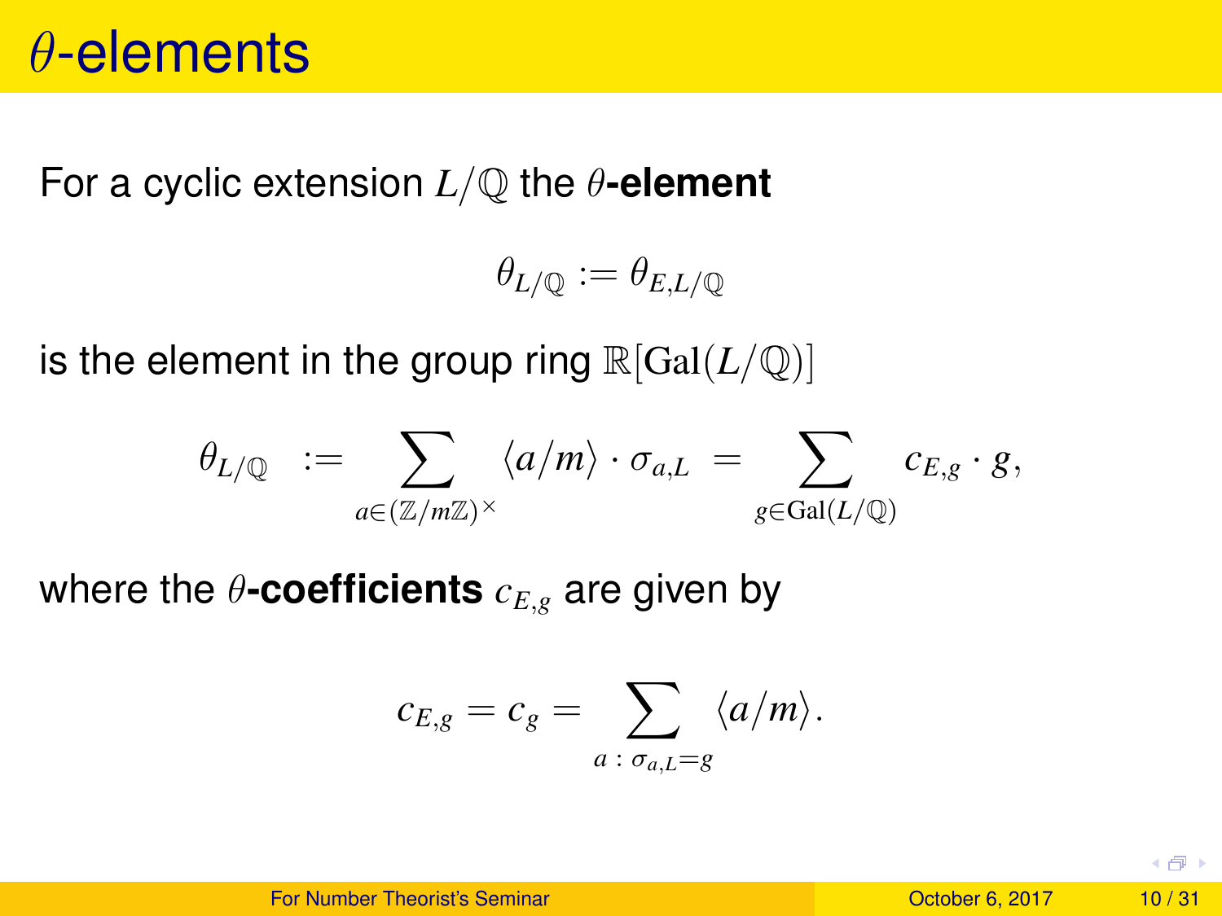# $\theta$-elements

For a cyclic extension $L/\mathbb{Q}$ the $\theta$**-element**

$$\theta_{L/\mathbb{Q}} := \theta_{E,L/\mathbb{Q}}$$

is the element in the group ring $\mathbb{R}[\mathrm{Gal}(L/\mathbb{Q})]$

$$\theta_{L/\mathbb{Q}} \;\; := \sum_{a \in (\mathbb{Z}/m\mathbb{Z})^\times} \langle a/m \rangle \cdot \sigma_{a,L} \; = \sum_{g \in \mathrm{Gal}(L/\mathbb{Q})} c_{E,g} \cdot g,$$

where the $\theta$**-coefficients** $c_{E,g}$ are given by

$$c_{E,g} = c_g = \sum_{a \,:\, \sigma_{a,L} = g} \langle a/m \rangle.$$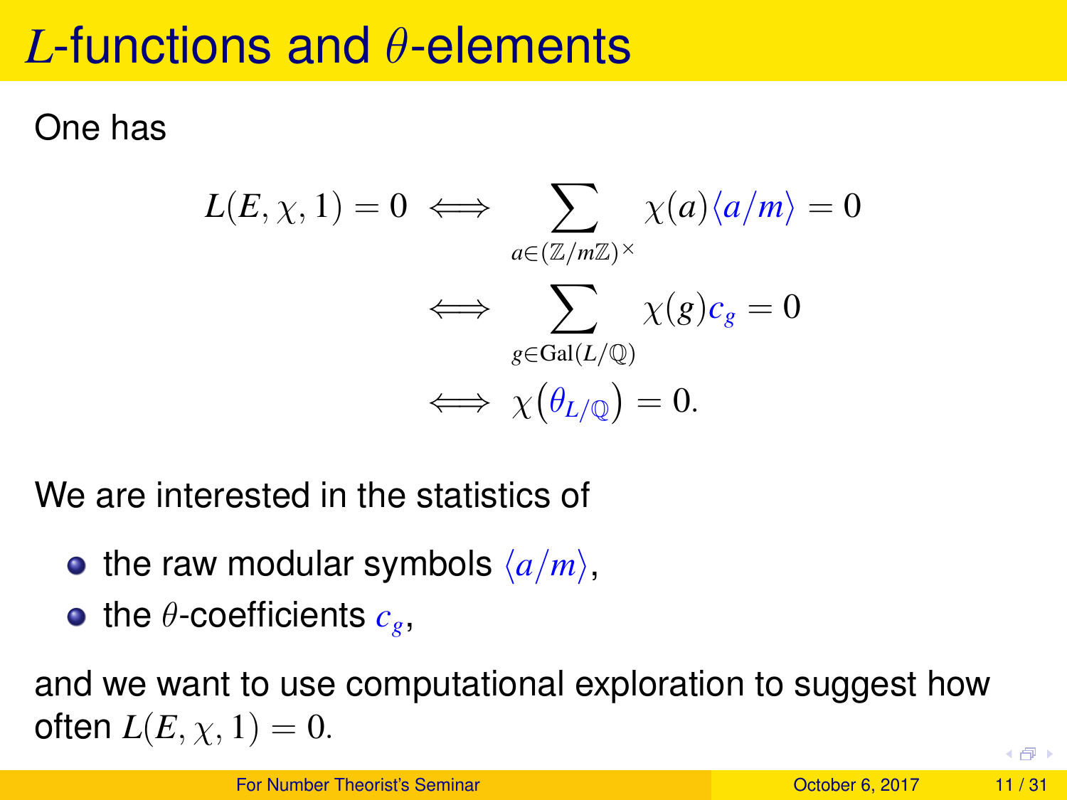# $L$-functions and $\theta$-elements

One has

$$
\begin{aligned}
L(E,\chi,1)=0 &\iff \sum_{a\in(\mathbb{Z}/m\mathbb{Z})^\times} \chi(a)\langle a/m\rangle = 0\\
&\iff \sum_{g\in \mathrm{Gal}(L/\mathbb{Q})} \chi(g)c_g = 0\\
&\iff \chi\big(\theta_{L/\mathbb{Q}}\big) = 0.
\end{aligned}
$$

We are interested in the statistics of

- the raw modular symbols $\langle a/m\rangle$,
- the $\theta$-coefficients $c_g$,

and we want to use computational exploration to suggest how often $L(E,\chi,1)=0$.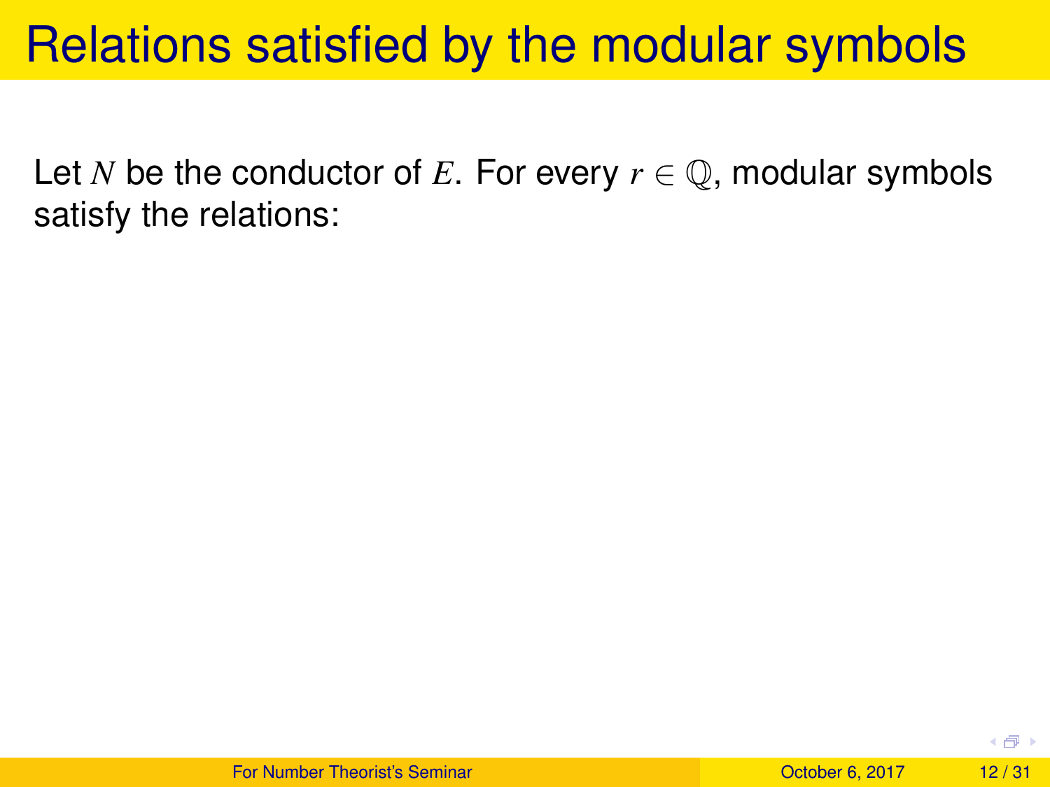# Relations satisfied by the modular symbols

Let $N$ be the conductor of $E$. For every $r \in \mathbb{Q}$, modular symbols satisfy the relations: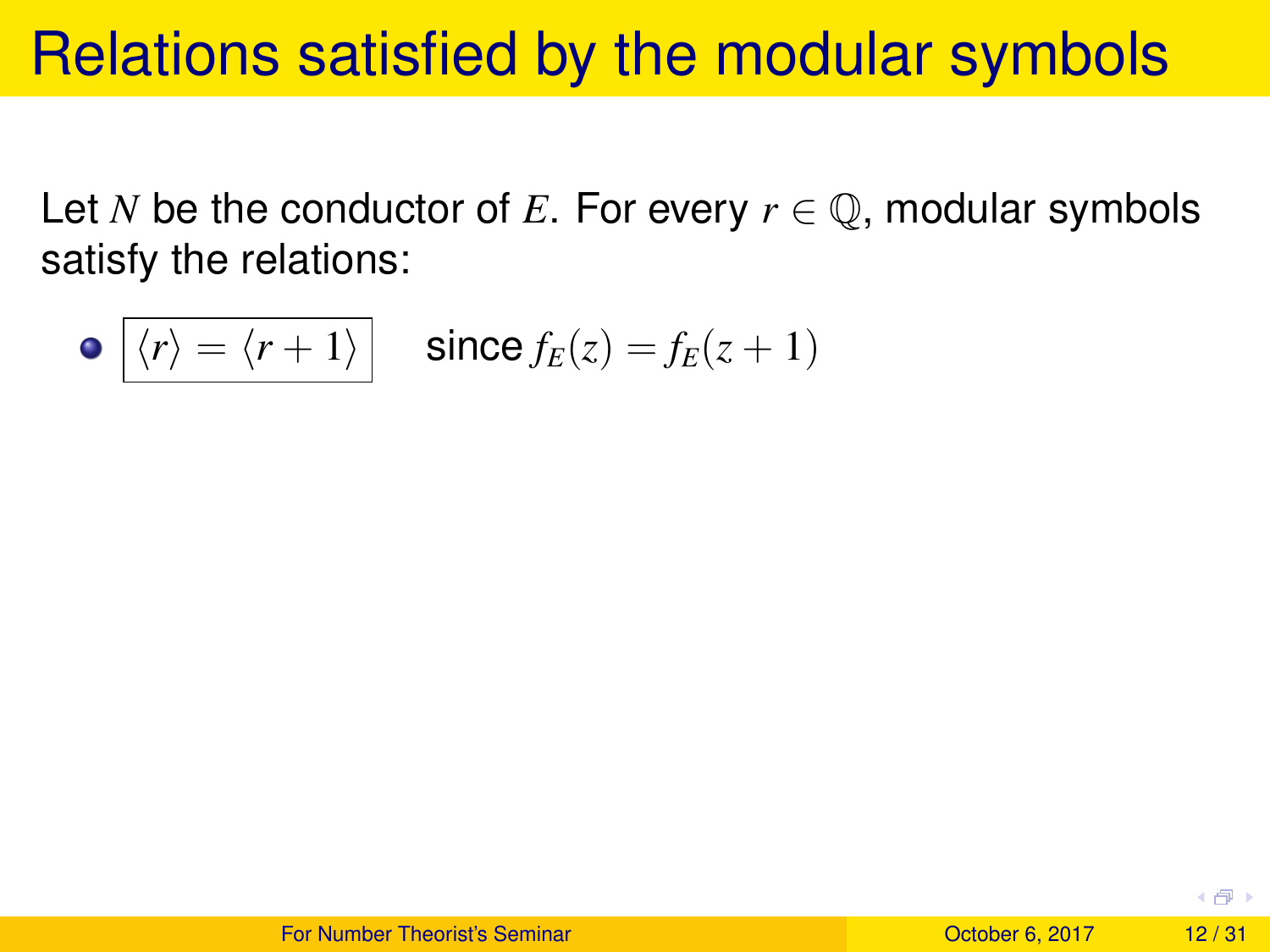# Relations satisfied by the modular symbols

Let $N$ be the conductor of $E$. For every $r \in \mathbb{Q}$, modular symbols satisfy the relations:

- $\boxed{\langle r \rangle = \langle r+1 \rangle}$ since $f_E(z) = f_E(z+1)$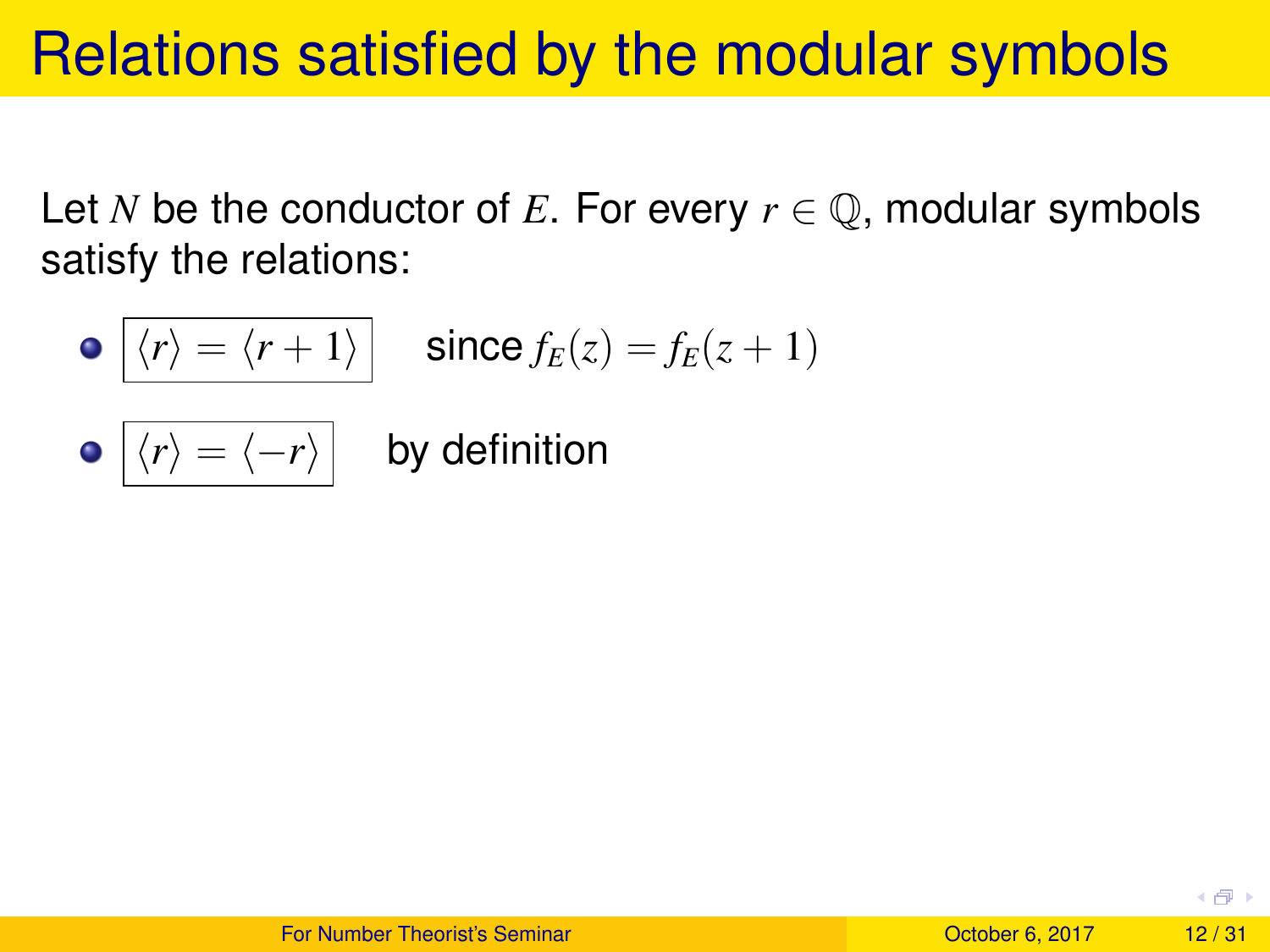# Relations satisfied by the modular symbols

Let $N$ be the conductor of $E$. For every $r \in \mathbb{Q}$, modular symbols satisfy the relations:

- $\boxed{\langle r \rangle = \langle r+1 \rangle}$ since $f_E(z) = f_E(z+1)$
- $\boxed{\langle r \rangle = \langle -r \rangle}$ by definition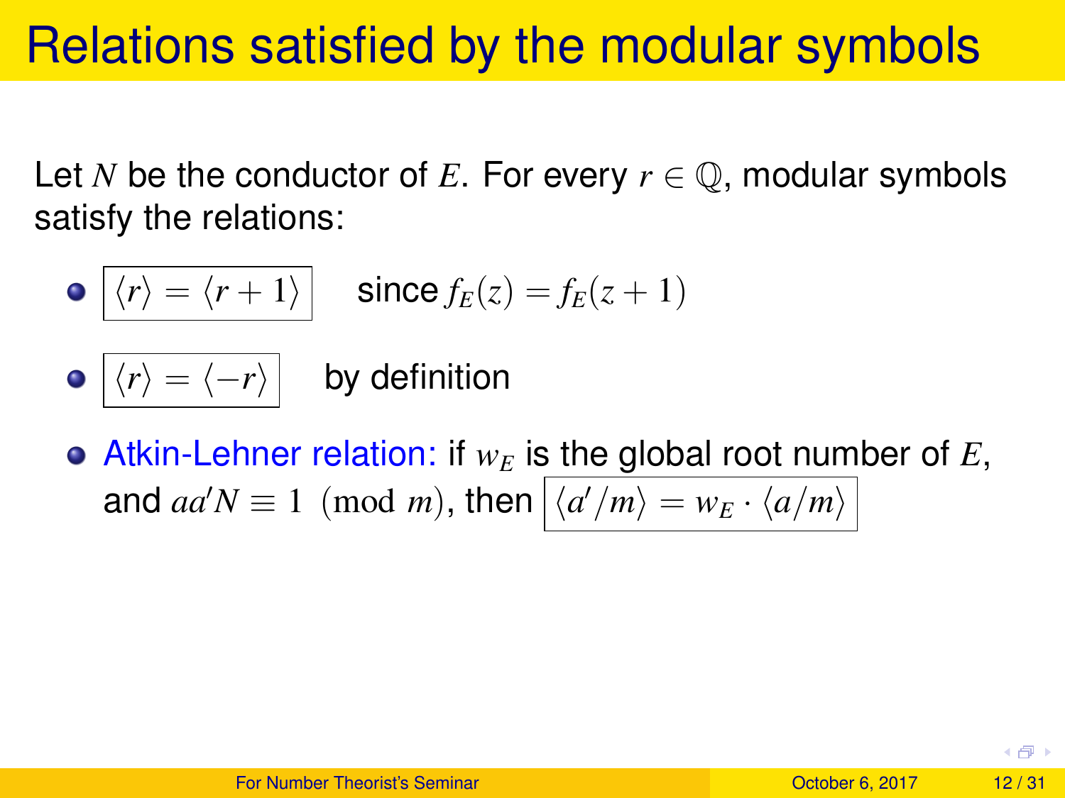# Relations satisfied by the modular symbols

Let $N$ be the conductor of $E$. For every $r \in \mathbb{Q}$, modular symbols satisfy the relations:

- $\boxed{\langle r \rangle = \langle r + 1 \rangle}$ since $f_E(z) = f_E(z+1)$
- $\boxed{\langle r \rangle = \langle -r \rangle}$ by definition
- Atkin-Lehner relation: if $w_E$ is the global root number of $E$, and $aa'N \equiv 1 \pmod{m}$, then $\boxed{\langle a'/m \rangle = w_E \cdot \langle a/m \rangle}$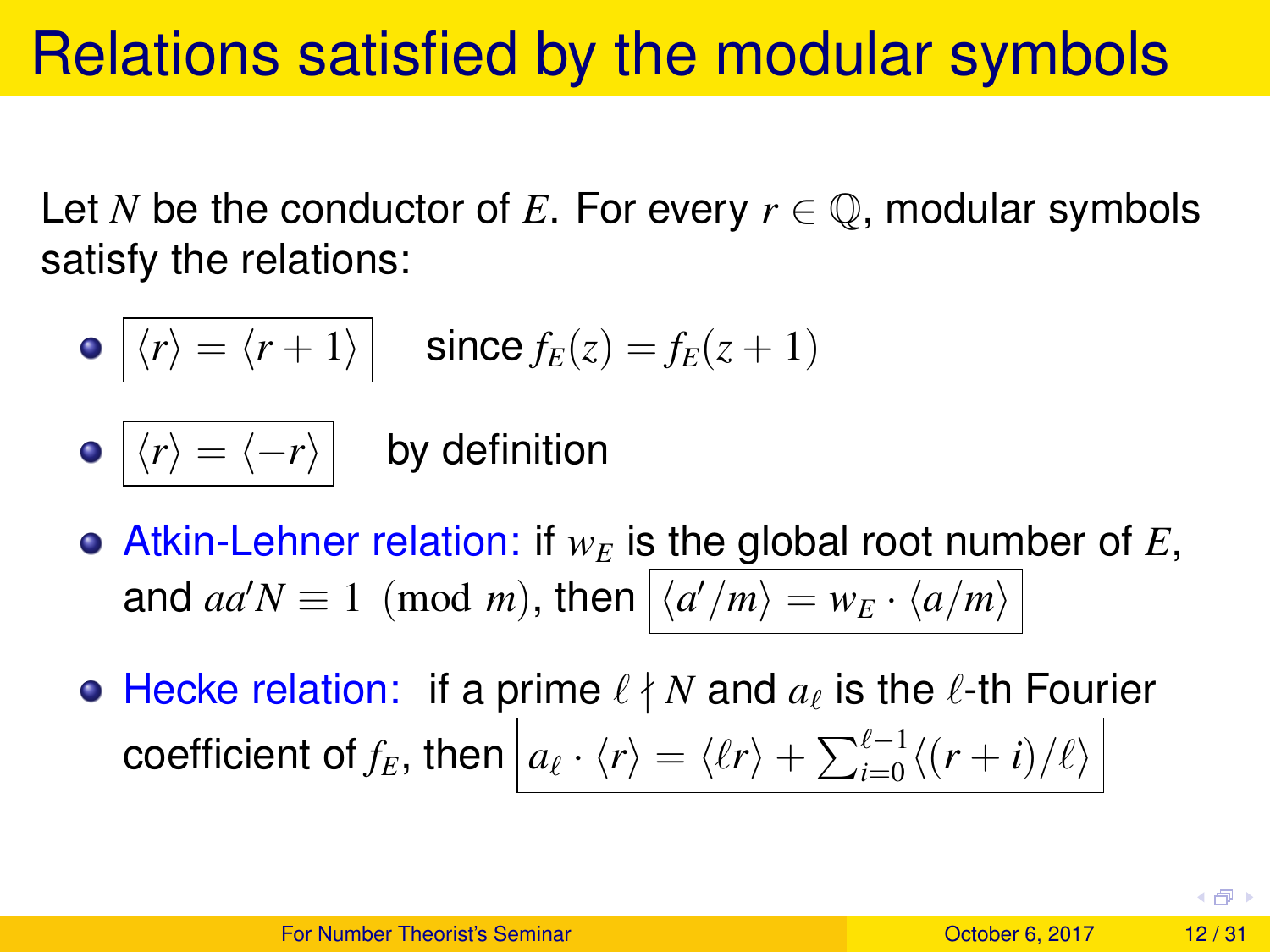# Relations satisfied by the modular symbols

Let $N$ be the conductor of $E$. For every $r \in \mathbb{Q}$, modular symbols satisfy the relations:

- $\boxed{\langle r \rangle = \langle r+1 \rangle}$ since $f_E(z) = f_E(z+1)$
- $\boxed{\langle r \rangle = \langle -r \rangle}$ by definition
- Atkin-Lehner relation: if $w_E$ is the global root number of $E$, and $aa'N \equiv 1 \pmod{m}$, then $\boxed{\langle a'/m \rangle = w_E \cdot \langle a/m \rangle}$
- Hecke relation: if a prime $\ell \nmid N$ and $a_\ell$ is the $\ell$-th Fourier coefficient of $f_E$, then $\boxed{a_\ell \cdot \langle r \rangle = \langle \ell r \rangle + \sum_{i=0}^{\ell-1} \langle (r+i)/\ell \rangle}$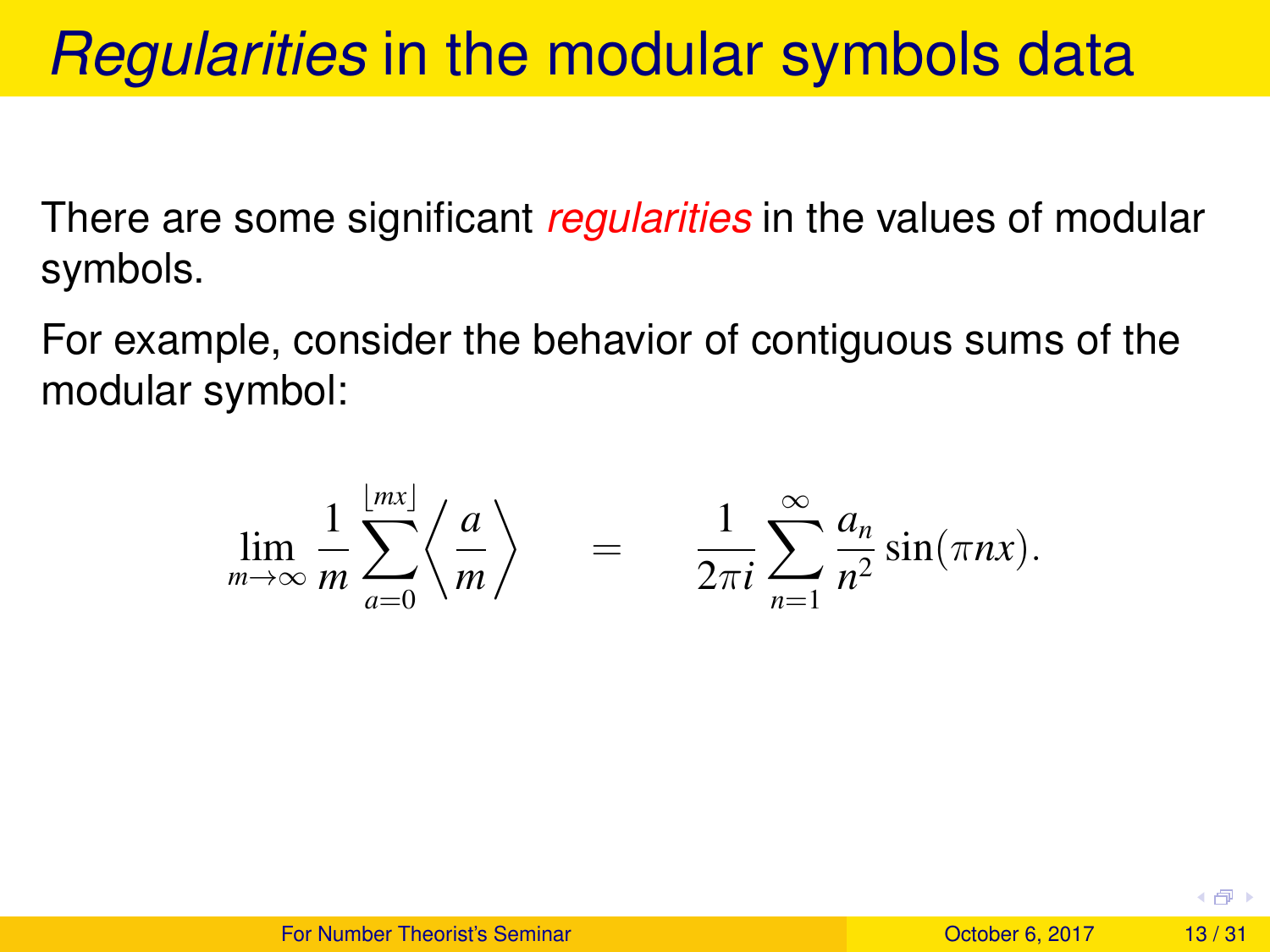# *Regularities* in the modular symbols data

There are some significant *regularities* in the values of modular symbols.

For example, consider the behavior of contiguous sums of the modular symbol:

$$\lim_{m\to\infty} \frac{1}{m} \sum_{a=0}^{\lfloor mx \rfloor} \left\langle \frac{a}{m} \right\rangle \quad = \quad \frac{1}{2\pi i} \sum_{n=1}^{\infty} \frac{a_n}{n^2} \sin(\pi n x).$$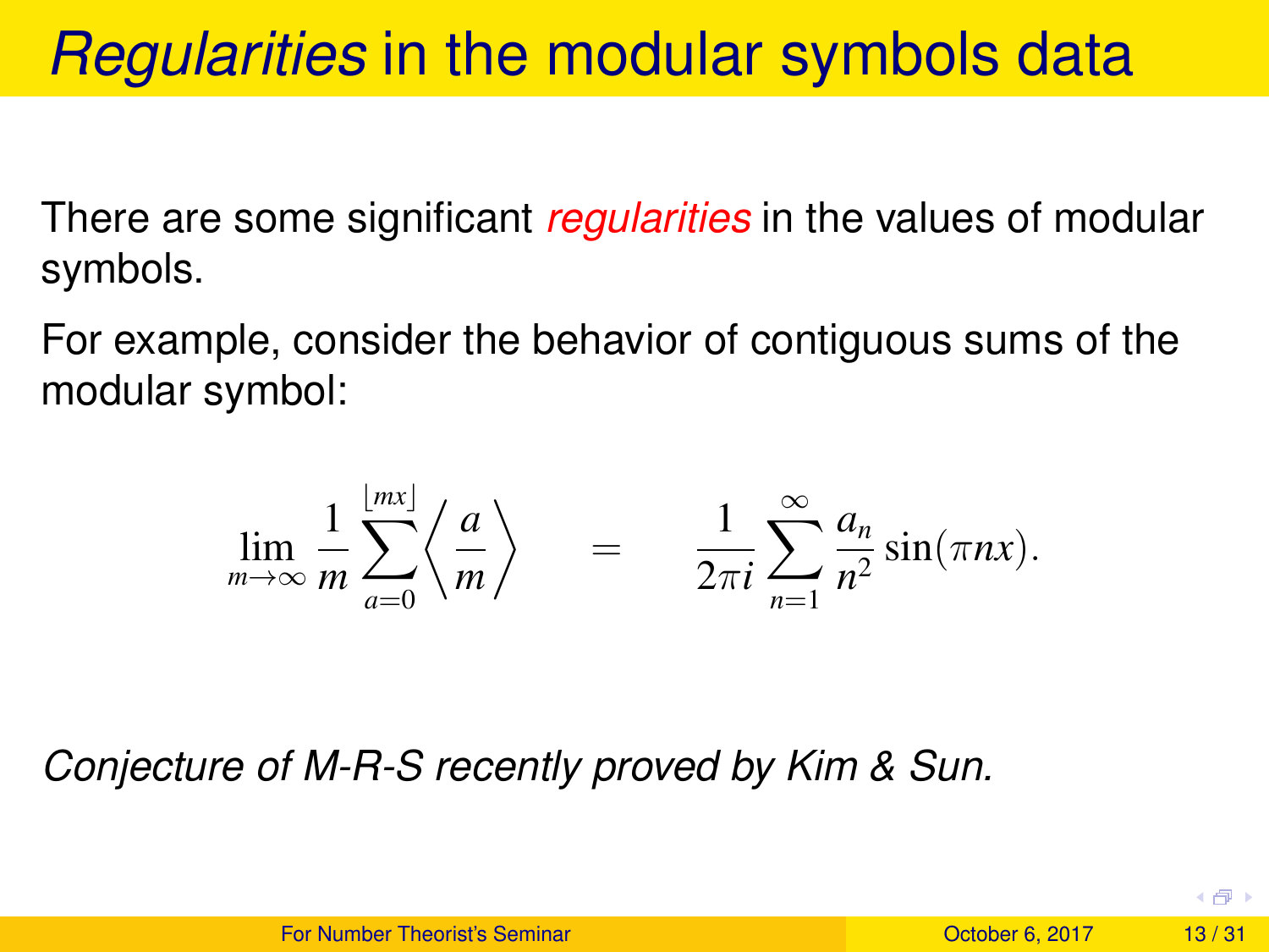# *Regularities* in the modular symbols data

There are some significant *regularities* in the values of modular symbols.

For example, consider the behavior of contiguous sums of the modular symbol:

$$\lim_{m\to\infty} \frac{1}{m} \sum_{a=0}^{\lfloor mx \rfloor} \left\langle \frac{a}{m} \right\rangle \quad = \quad \frac{1}{2\pi i} \sum_{n=1}^{\infty} \frac{a_n}{n^2} \sin(\pi n x).$$

*Conjecture of M-R-S recently proved by Kim & Sun.*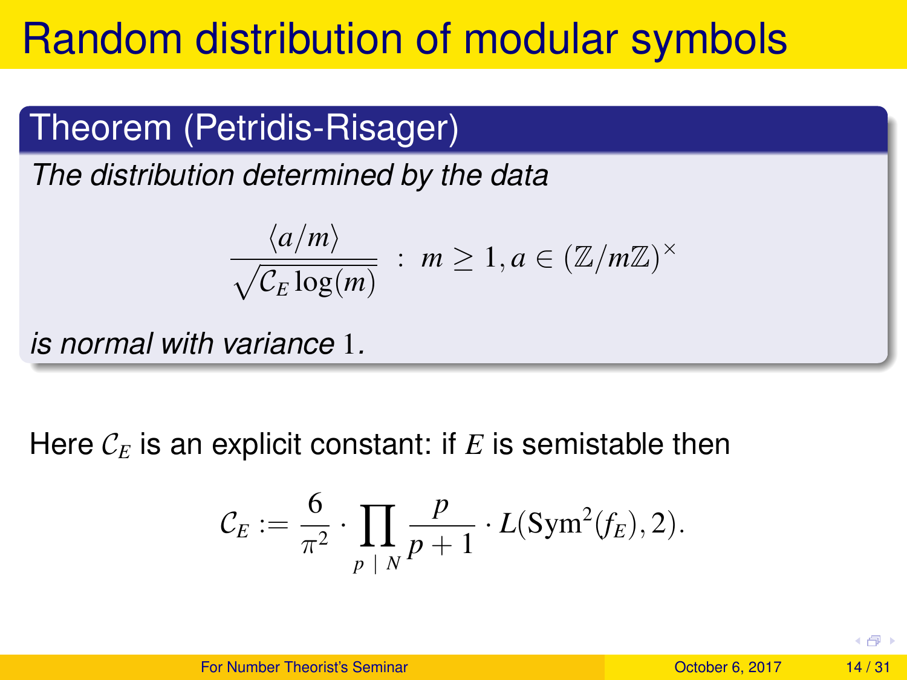# Random distribution of modular symbols

**Theorem (Petridis-Risager)**

*The distribution determined by the data*

$$\frac{\langle a/m \rangle}{\sqrt{\mathcal{C}_E \log(m)}} \ : \ m \geq 1, a \in (\mathbb{Z}/m\mathbb{Z})^\times$$

*is normal with variance* $1$*.*

Here $\mathcal{C}_E$ is an explicit constant: if $E$ is semistable then

$$\mathcal{C}_E := \frac{6}{\pi^2} \cdot \prod_{p \mid N} \frac{p}{p+1} \cdot L(\mathrm{Sym}^2(f_E), 2).$$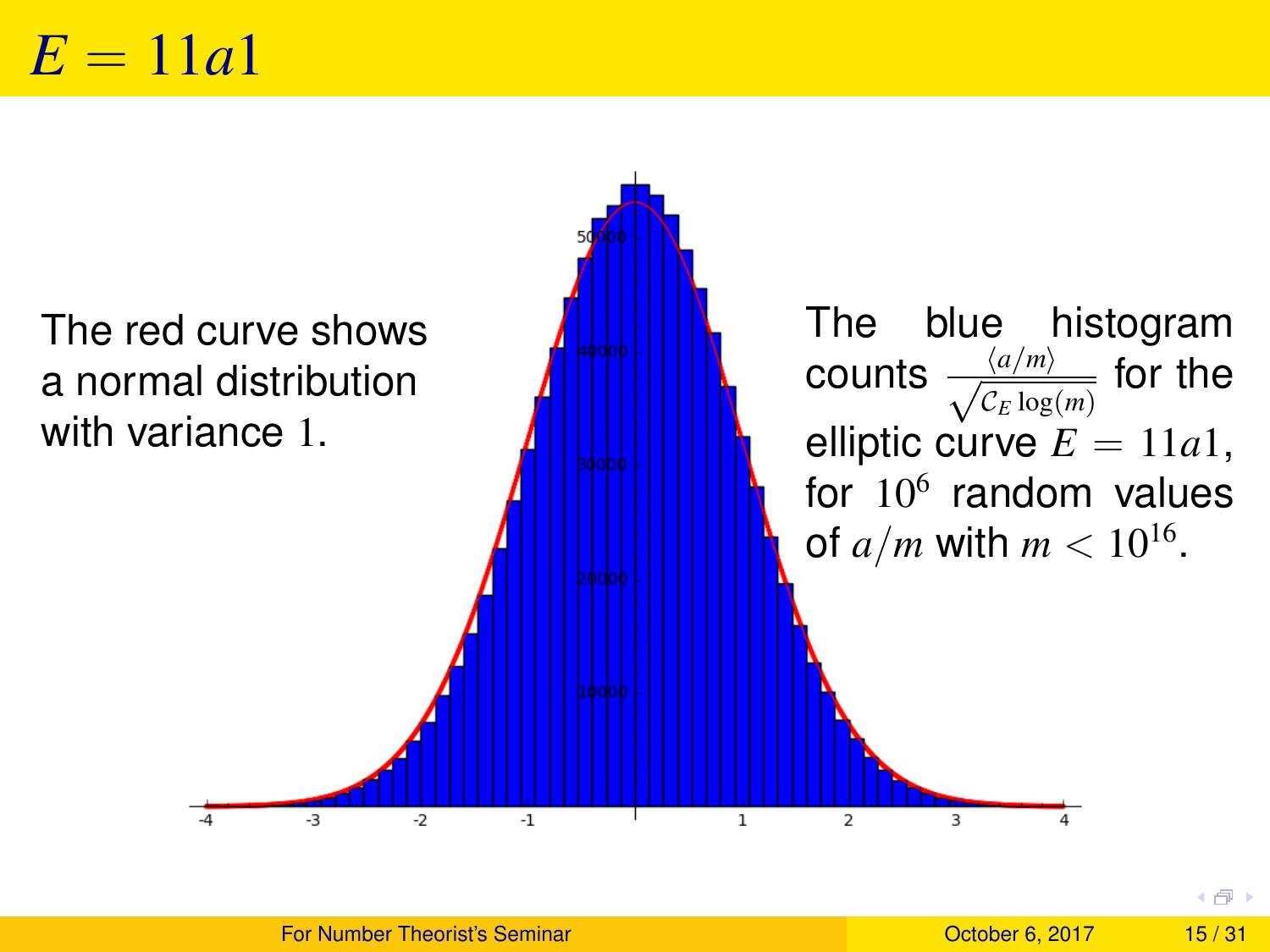# $E = 11a1$

The red curve shows a normal distribution with variance 1.

50000

40000

30000

20000

10000

-4 -3 -2 -1 1 2 3 4

The blue histogram counts $\frac{\langle a/m \rangle}{\sqrt{\mathcal{C}_E \log(m)}}$ for the elliptic curve $E = 11a1$, for $10^6$ random values of $a/m$ with $m < 10^{16}$.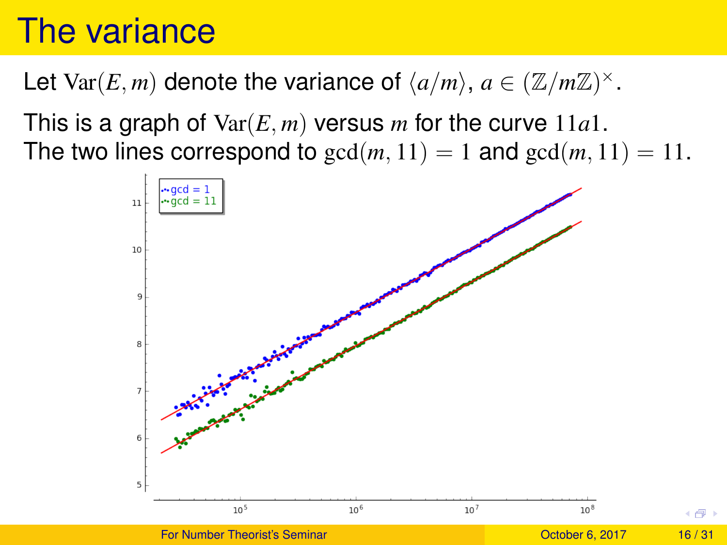# The variance

Let $\mathrm{Var}(E, m)$ denote the variance of $\langle a/m \rangle$, $a \in (\mathbb{Z}/m\mathbb{Z})^\times$.

This is a graph of $\mathrm{Var}(E, m)$ versus $m$ for the curve $11a1$.
The two lines correspond to $\gcd(m, 11) = 1$ and $\gcd(m, 11) = 11$.

gcd = 1
gcd = 11

11
10
9
8
7
6
5

$10^5$
$10^6$
$10^7$
$10^8$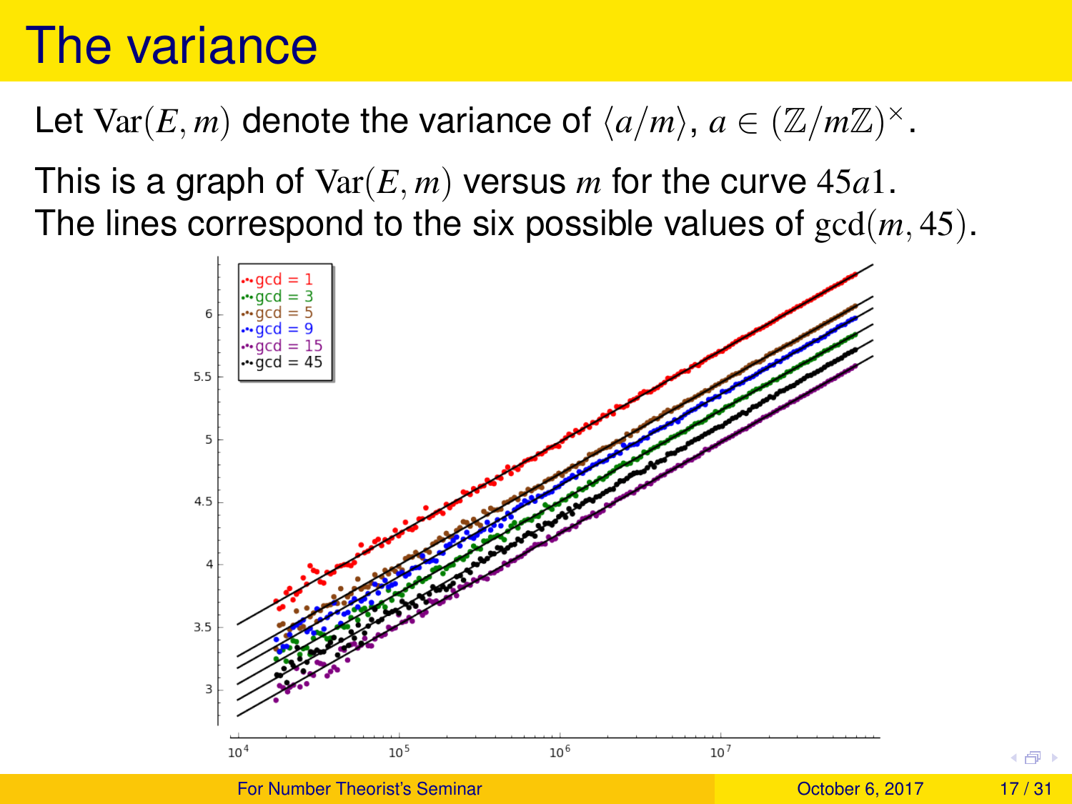# The variance

Let $\mathrm{Var}(E, m)$ denote the variance of $\langle a/m \rangle$, $a \in (\mathbb{Z}/m\mathbb{Z})^{\times}$.

This is a graph of $\mathrm{Var}(E, m)$ versus $m$ for the curve $45a1$. The lines correspond to the six possible values of $\gcd(m, 45)$.

gcd = 1
gcd = 3
gcd = 5
gcd = 9
gcd = 15
gcd = 45

6
5.5
5
4.5
4
3.5
3

$10^4$
$10^5$
$10^6$
$10^7$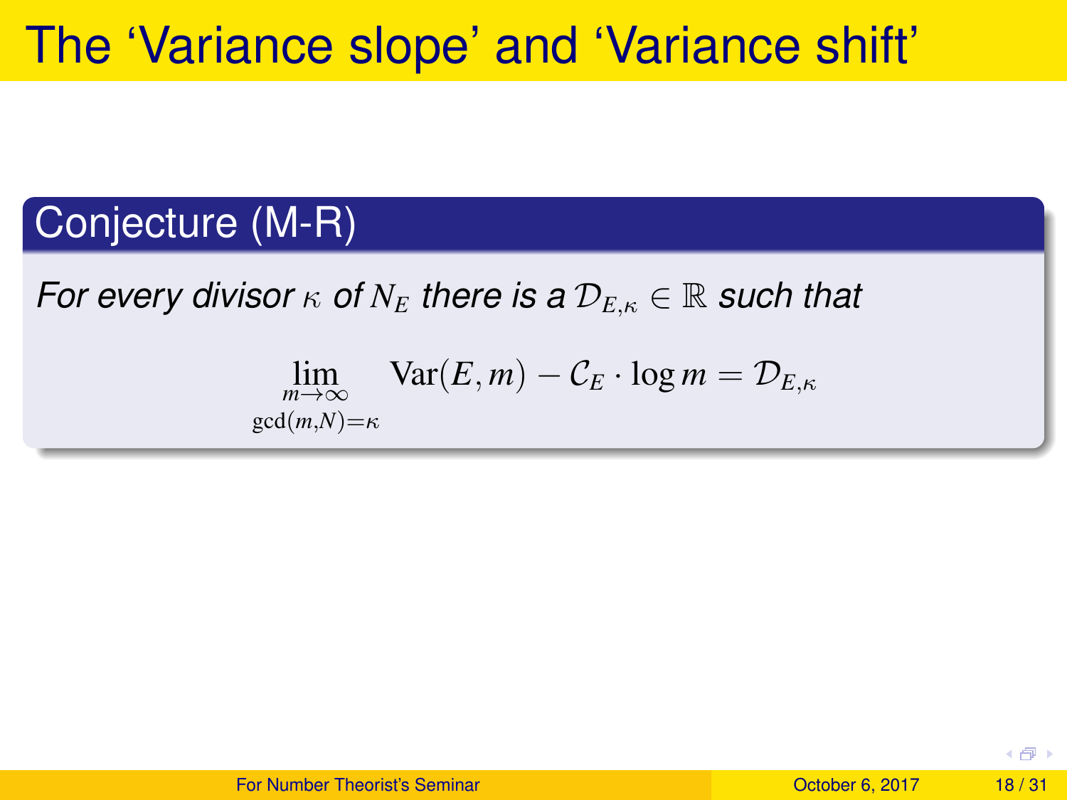# The ‘Variance slope’ and ‘Variance shift’

## Conjecture (M-R)

*For every divisor $\kappa$ of $N_E$ there is a $\mathcal{D}_{E,\kappa} \in \mathbb{R}$ such that*

$$\lim_{\substack{m \to \infty \\ \gcd(m,N)=\kappa}} \mathrm{Var}(E,m) - \mathcal{C}_E \cdot \log m = \mathcal{D}_{E,\kappa}$$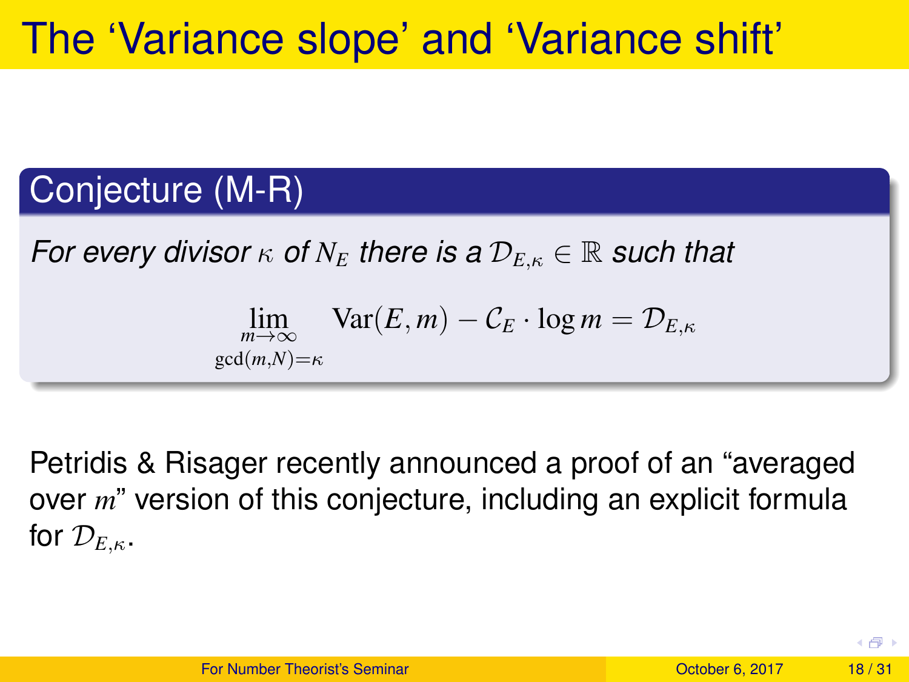# The 'Variance slope' and 'Variance shift'

**Conjecture (M-R)**

*For every divisor $\kappa$ of $N_E$ there is a $\mathcal{D}_{E,\kappa} \in \mathbb{R}$ such that*

$$\lim_{\substack{m \to \infty \\ \gcd(m,N)=\kappa}} \mathrm{Var}(E,m) - \mathcal{C}_E \cdot \log m = \mathcal{D}_{E,\kappa}$$

Petridis & Risager recently announced a proof of an "averaged over $m$" version of this conjecture, including an explicit formula for $\mathcal{D}_{E,\kappa}$.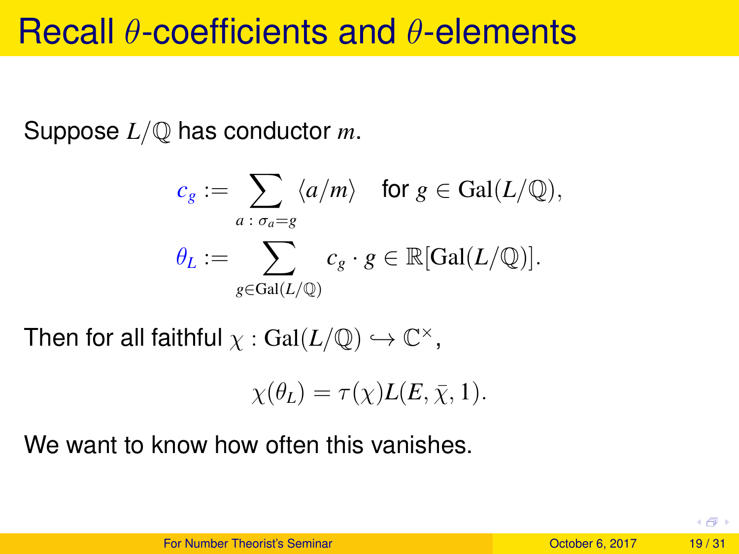# Recall $\theta$-coefficients and $\theta$-elements

Suppose $L/\mathbb{Q}$ has conductor $m$.

$$c_g := \sum_{a \,:\, \sigma_a = g} \langle a/m \rangle \quad \text{for } g \in \mathrm{Gal}(L/\mathbb{Q}),$$

$$\theta_L := \sum_{g \in \mathrm{Gal}(L/\mathbb{Q})} c_g \cdot g \in \mathbb{R}[\mathrm{Gal}(L/\mathbb{Q})].$$

Then for all faithful $\chi : \mathrm{Gal}(L/\mathbb{Q}) \hookrightarrow \mathbb{C}^\times$,

$$\chi(\theta_L) = \tau(\chi) L(E, \bar{\chi}, 1).$$

We want to know how often this vanishes.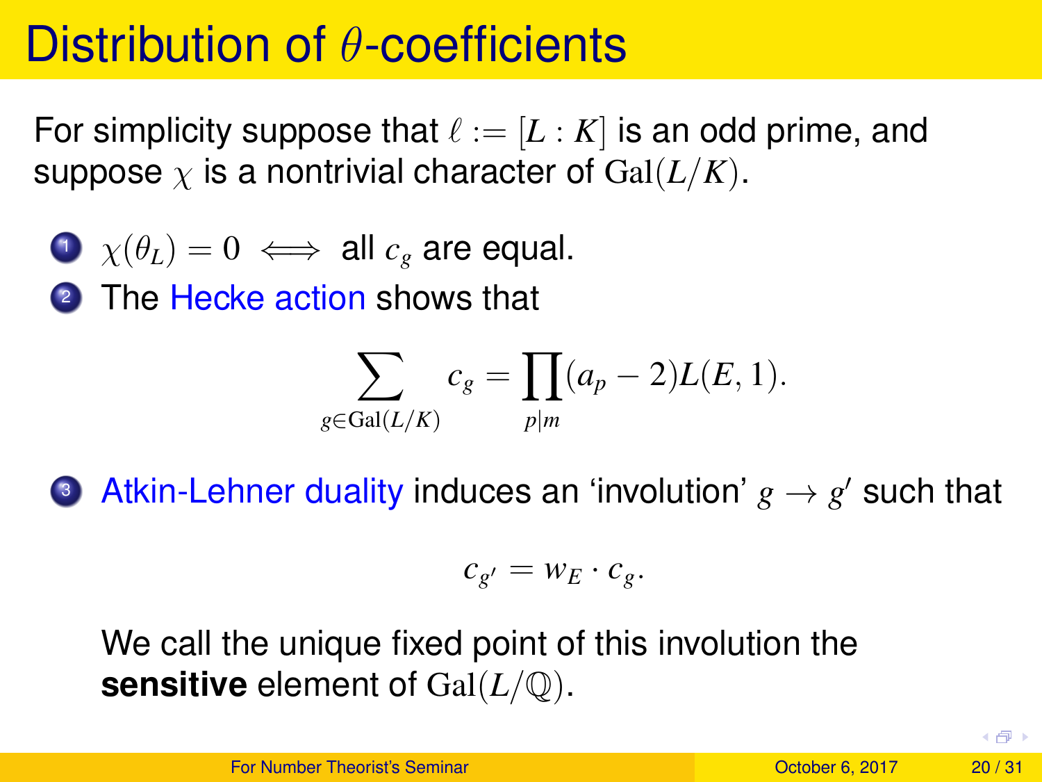# Distribution of $\theta$-coefficients

For simplicity suppose that $\ell := [L : K]$ is an odd prime, and suppose $\chi$ is a nontrivial character of $\mathrm{Gal}(L/K)$.

1. $\chi(\theta_L) = 0 \iff$ all $c_g$ are equal.
2. The Hecke action shows that

$$\sum_{g \in \mathrm{Gal}(L/K)} c_g = \prod_{p \mid m} (a_p - 2) L(E, 1).$$

3. Atkin-Lehner duality induces an 'involution' $g \to g'$ such that

$$c_{g'} = w_E \cdot c_g.$$

We call the unique fixed point of this involution the **sensitive** element of $\mathrm{Gal}(L/\mathbb{Q})$.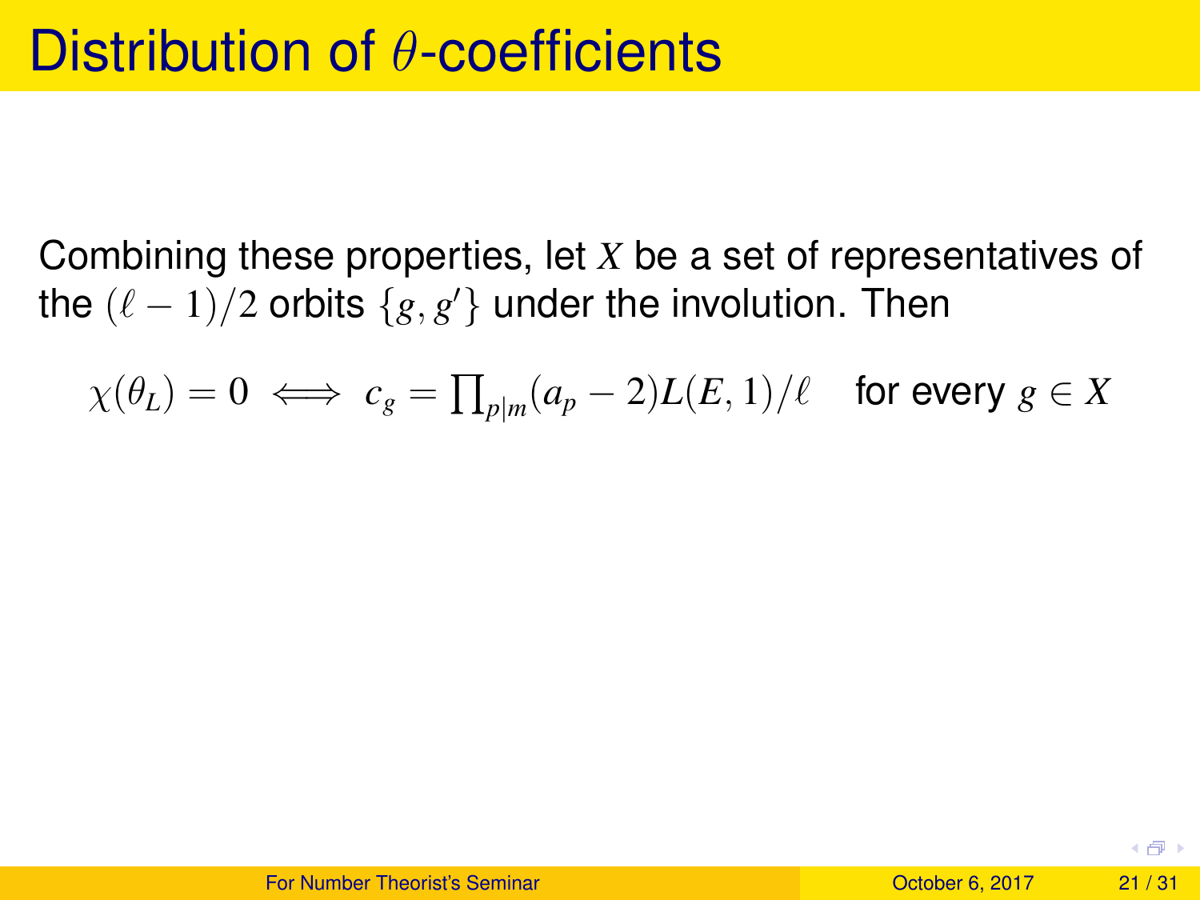# Distribution of $\theta$-coefficients

Combining these properties, let $X$ be a set of representatives of the $(\ell - 1)/2$ orbits $\{g, g'\}$ under the involution. Then

$$\chi(\theta_L) = 0 \iff c_g = \prod_{p|m}(a_p - 2)L(E, 1)/\ell \quad \text{for every } g \in X$$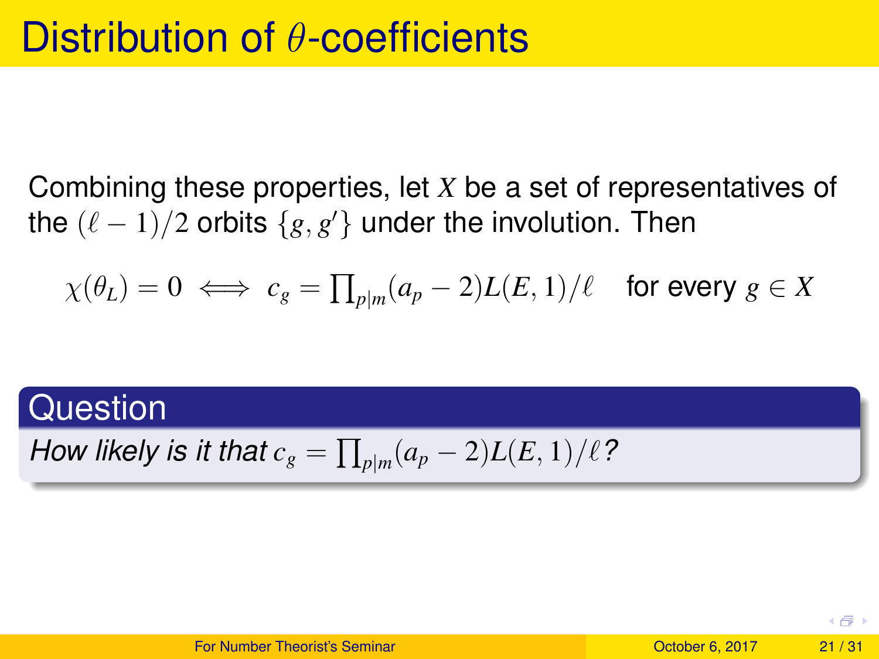# Distribution of $\theta$-coefficients

Combining these properties, let $X$ be a set of representatives of the $(\ell - 1)/2$ orbits $\{g, g'\}$ under the involution. Then

$$\chi(\theta_L) = 0 \iff c_g = \prod_{p|m}(a_p - 2)L(E,1)/\ell \quad \text{for every } g \in X$$

**Question**

*How likely is it that $c_g = \prod_{p|m}(a_p - 2)L(E,1)/\ell$?*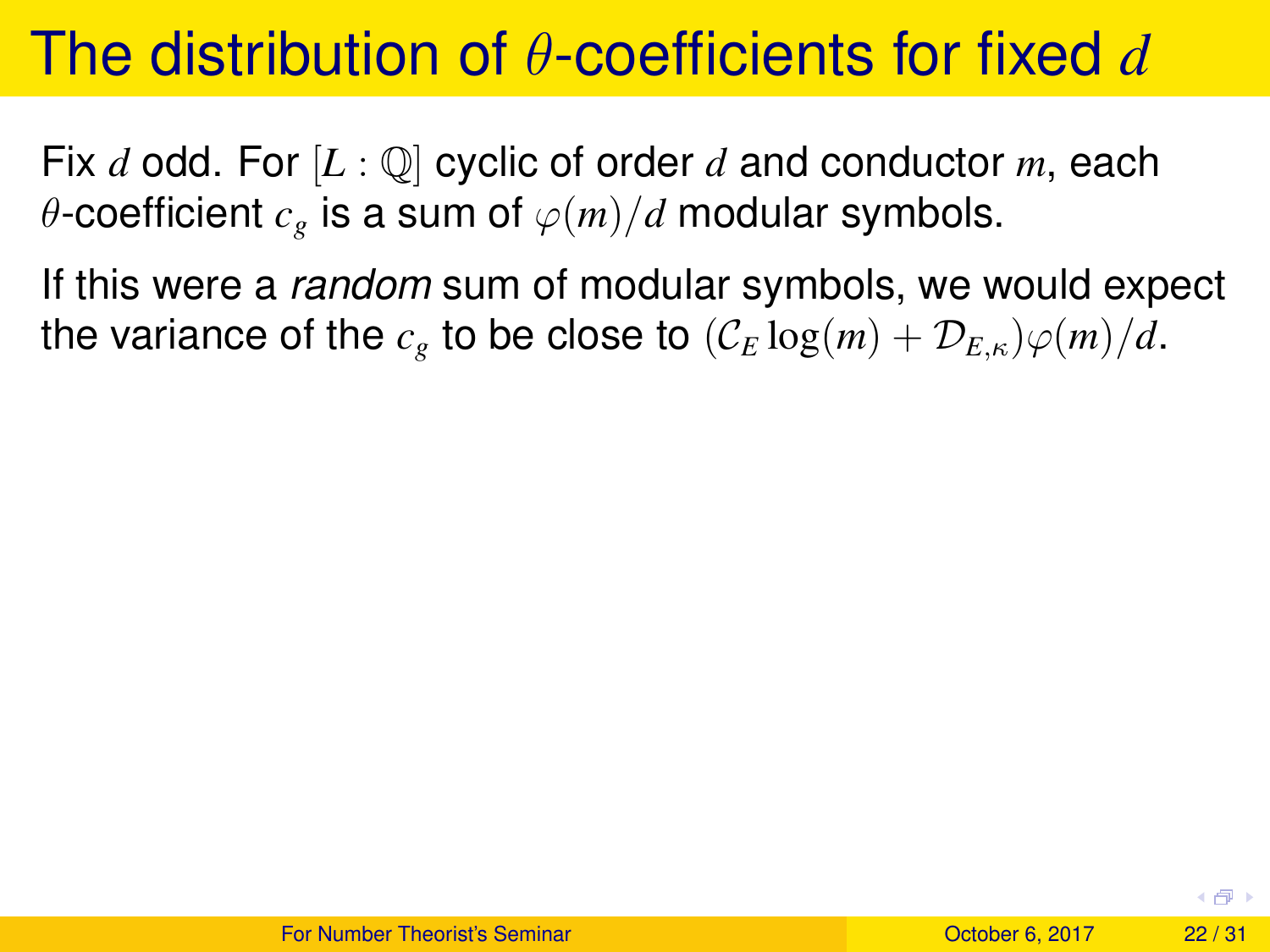# The distribution of $\theta$-coefficients for fixed $d$

Fix $d$ odd. For $[L : \mathbb{Q}]$ cyclic of order $d$ and conductor $m$, each $\theta$-coefficient $c_g$ is a sum of $\varphi(m)/d$ modular symbols.

If this were a *random* sum of modular symbols, we would expect the variance of the $c_g$ to be close to $(\mathcal{C}_E \log(m) + \mathcal{D}_{E,\kappa})\varphi(m)/d$.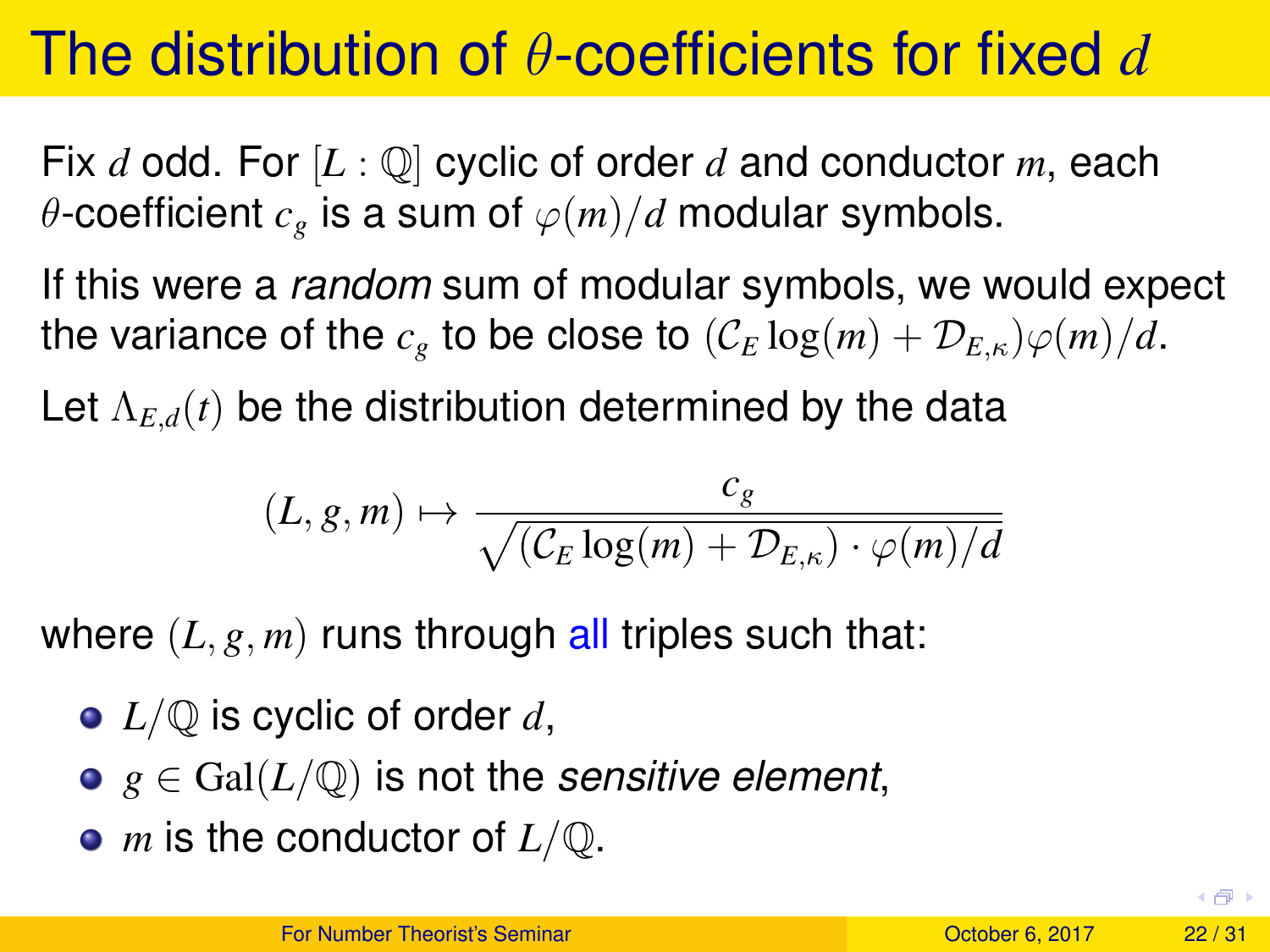# The distribution of $\theta$-coefficients for fixed $d$

Fix $d$ odd. For $[L : \mathbb{Q}]$ cyclic of order $d$ and conductor $m$, each $\theta$-coefficient $c_g$ is a sum of $\varphi(m)/d$ modular symbols.

If this were a *random* sum of modular symbols, we would expect the variance of the $c_g$ to be close to $(\mathcal{C}_E \log(m) + \mathcal{D}_{E,\kappa})\varphi(m)/d$.

Let $\Lambda_{E,d}(t)$ be the distribution determined by the data

$$(L, g, m) \mapsto \frac{c_g}{\sqrt{(\mathcal{C}_E \log(m) + \mathcal{D}_{E,\kappa}) \cdot \varphi(m)/d}}$$

where $(L, g, m)$ runs through all triples such that:

- $L/\mathbb{Q}$ is cyclic of order $d$,
- $g \in \mathrm{Gal}(L/\mathbb{Q})$ is not the *sensitive element*,
- $m$ is the conductor of $L/\mathbb{Q}$.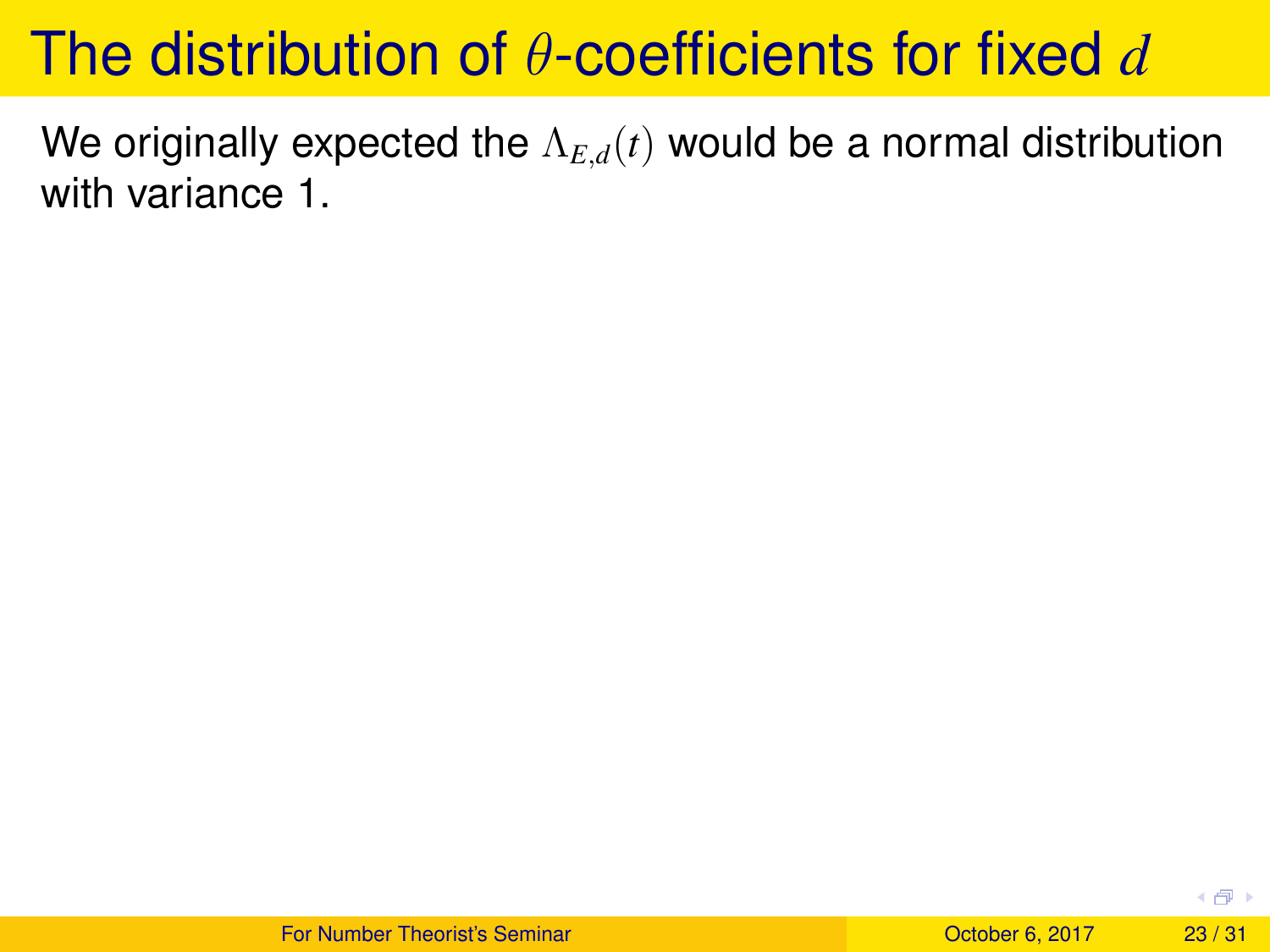# The distribution of $\theta$-coefficients for fixed $d$

We originally expected the $\Lambda_{E,d}(t)$ would be a normal distribution with variance 1.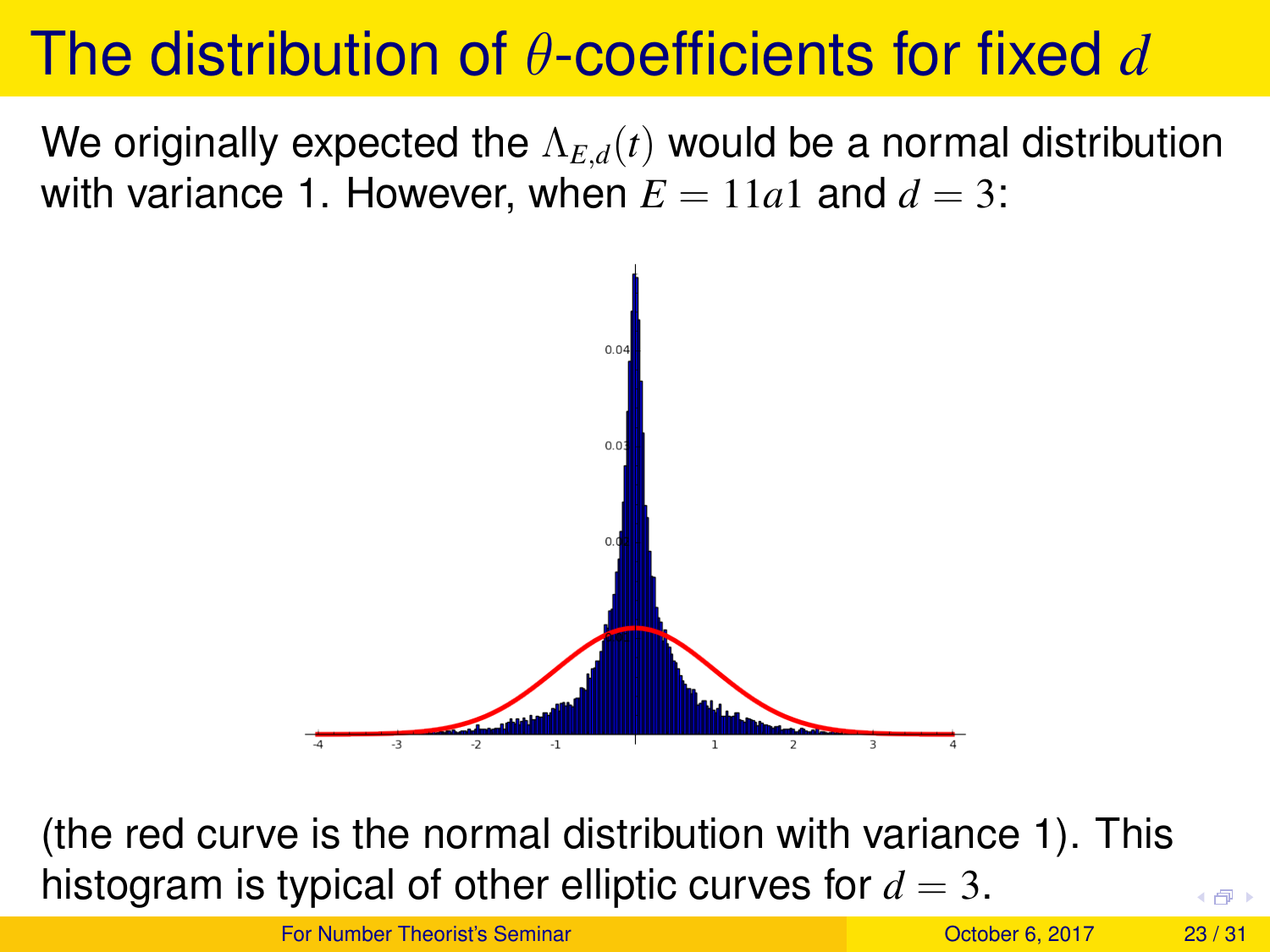# The distribution of $\theta$-coefficients for fixed $d$

We originally expected the $\Lambda_{E,d}(t)$ would be a normal distribution with variance 1. However, when $E = 11a1$ and $d = 3$:

(the red curve is the normal distribution with variance 1). This histogram is typical of other elliptic curves for $d = 3$.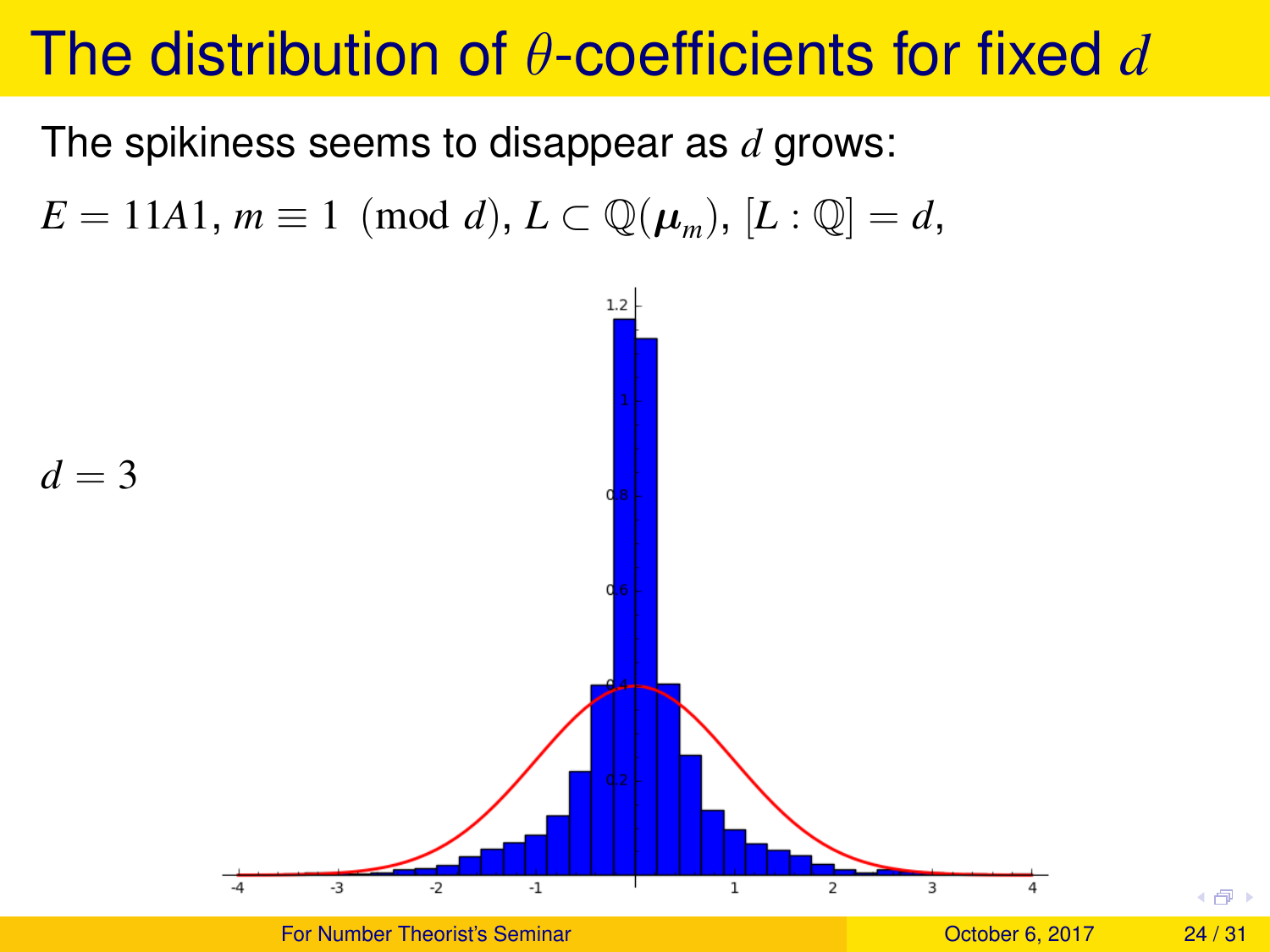# The distribution of $\theta$-coefficients for fixed $d$

The spikiness seems to disappear as $d$ grows:

$E = 11A1$, $m \equiv 1 \pmod{d}$, $L \subset \mathbb{Q}(\boldsymbol{\mu}_m)$, $[L : \mathbb{Q}] = d$,

$d = 3$

1.2
1
0.8
0.6
0.4
0.2
-4
-3
-2
-1
1
2
3
4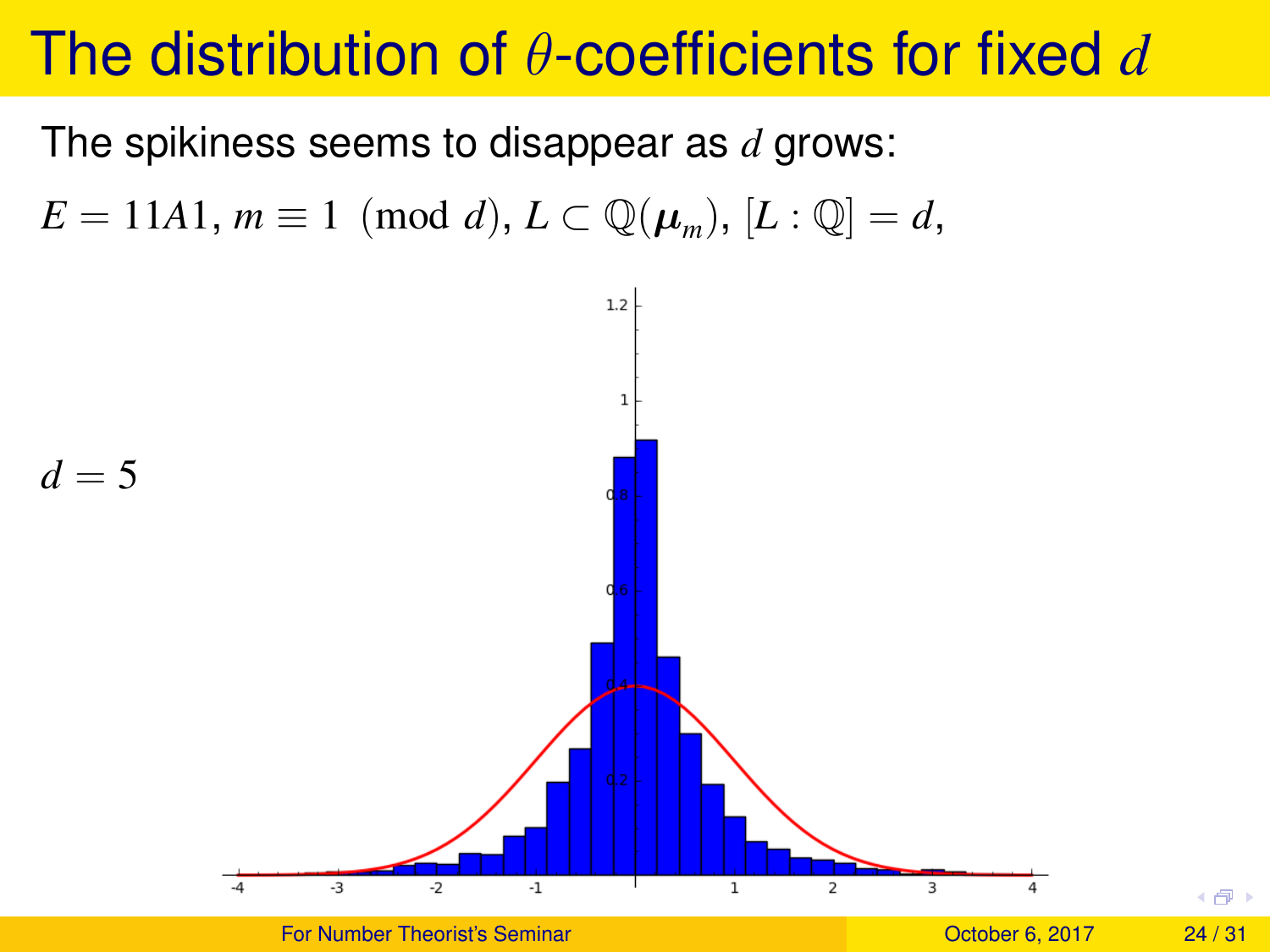# The distribution of $\theta$-coefficients for fixed $d$

The spikiness seems to disappear as $d$ grows:

$E = 11A1$, $m \equiv 1 \pmod{d}$, $L \subset \mathbb{Q}(\boldsymbol{\mu}_m)$, $[L : \mathbb{Q}] = d$,

$d = 5$

1.2
1
0.8
0.6
0.4
0.2
-4
-3
-2
-1
1
2
3
4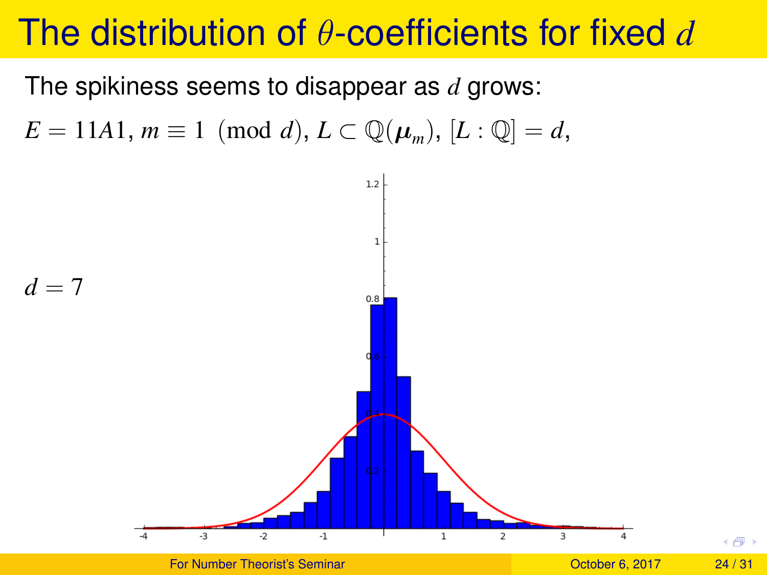# The distribution of $\theta$-coefficients for fixed $d$

The spikiness seems to disappear as $d$ grows:

$E = 11A1$, $m \equiv 1 \pmod{d}$, $L \subset \mathbb{Q}(\boldsymbol{\mu}_m)$, $[L : \mathbb{Q}] = d$,

$d = 7$

1.2
1
0.8
0.6
0.4
0.2
-4
-3
-2
-1
1
2
3
4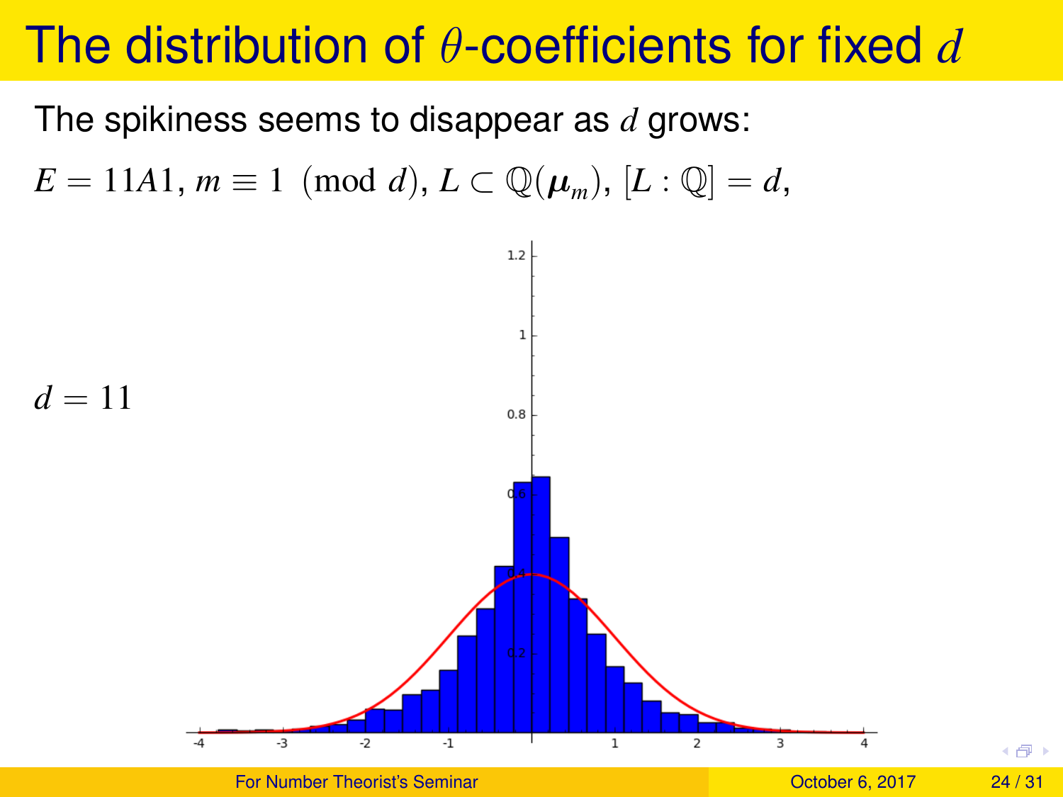# The distribution of $\theta$-coefficients for fixed $d$

The spikiness seems to disappear as $d$ grows:

$E = 11A1$, $m \equiv 1 \pmod{d}$, $L \subset \mathbb{Q}(\boldsymbol{\mu}_m)$, $[L : \mathbb{Q}] = d$,

$d = 11$

1.2
1
0.8
0.6
0.4
0.2
-4
-3
-2
-1
1
2
3
4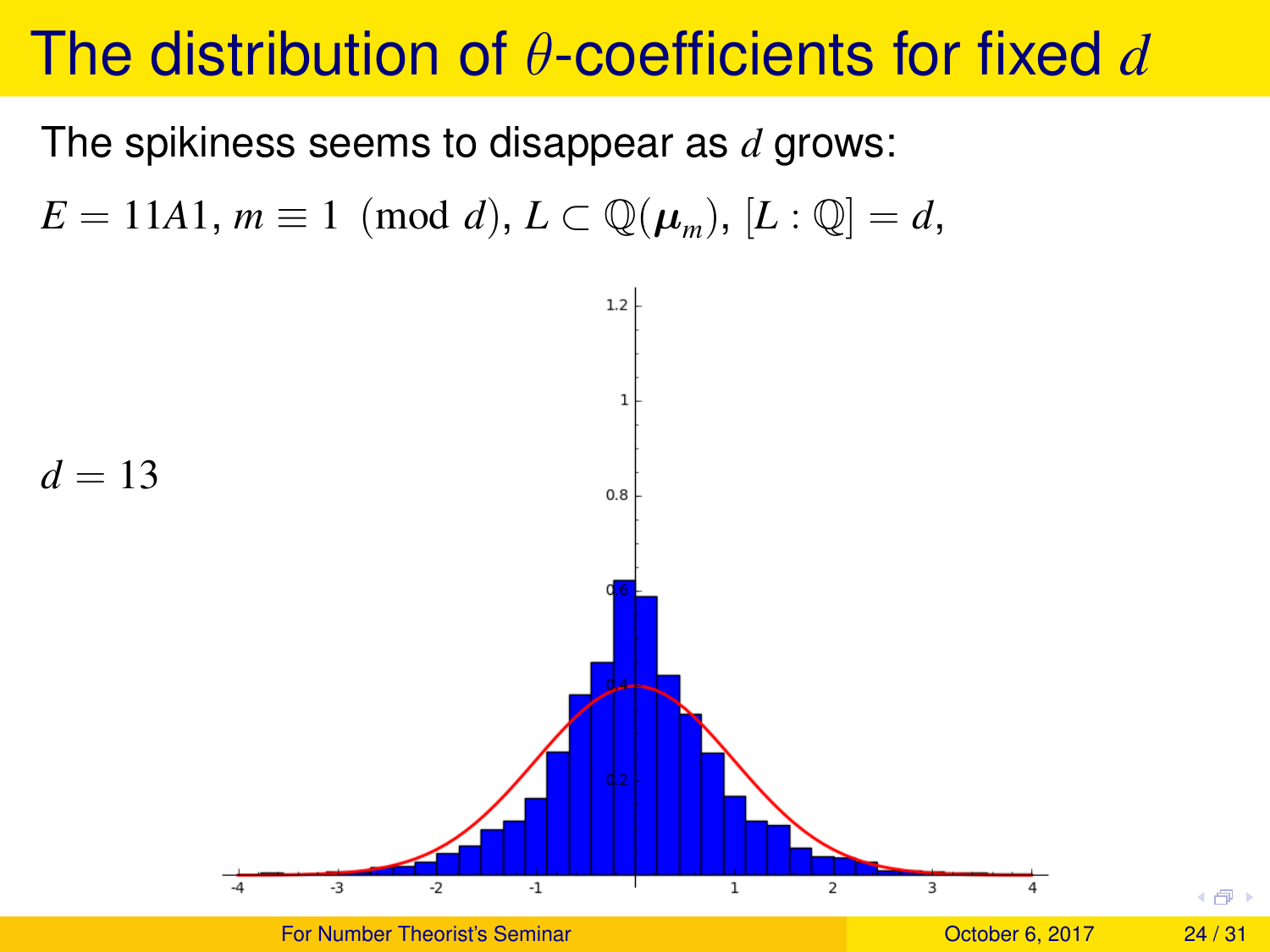# The distribution of $\theta$-coefficients for fixed $d$

The spikiness seems to disappear as $d$ grows:

$E = 11A1$, $m \equiv 1 \pmod{d}$, $L \subset \mathbb{Q}(\boldsymbol{\mu}_m)$, $[L : \mathbb{Q}] = d$,

$d = 13$

1.2
1
0.8
0.6
0.4
0.2
-4
-3
-2
-1
1
2
3
4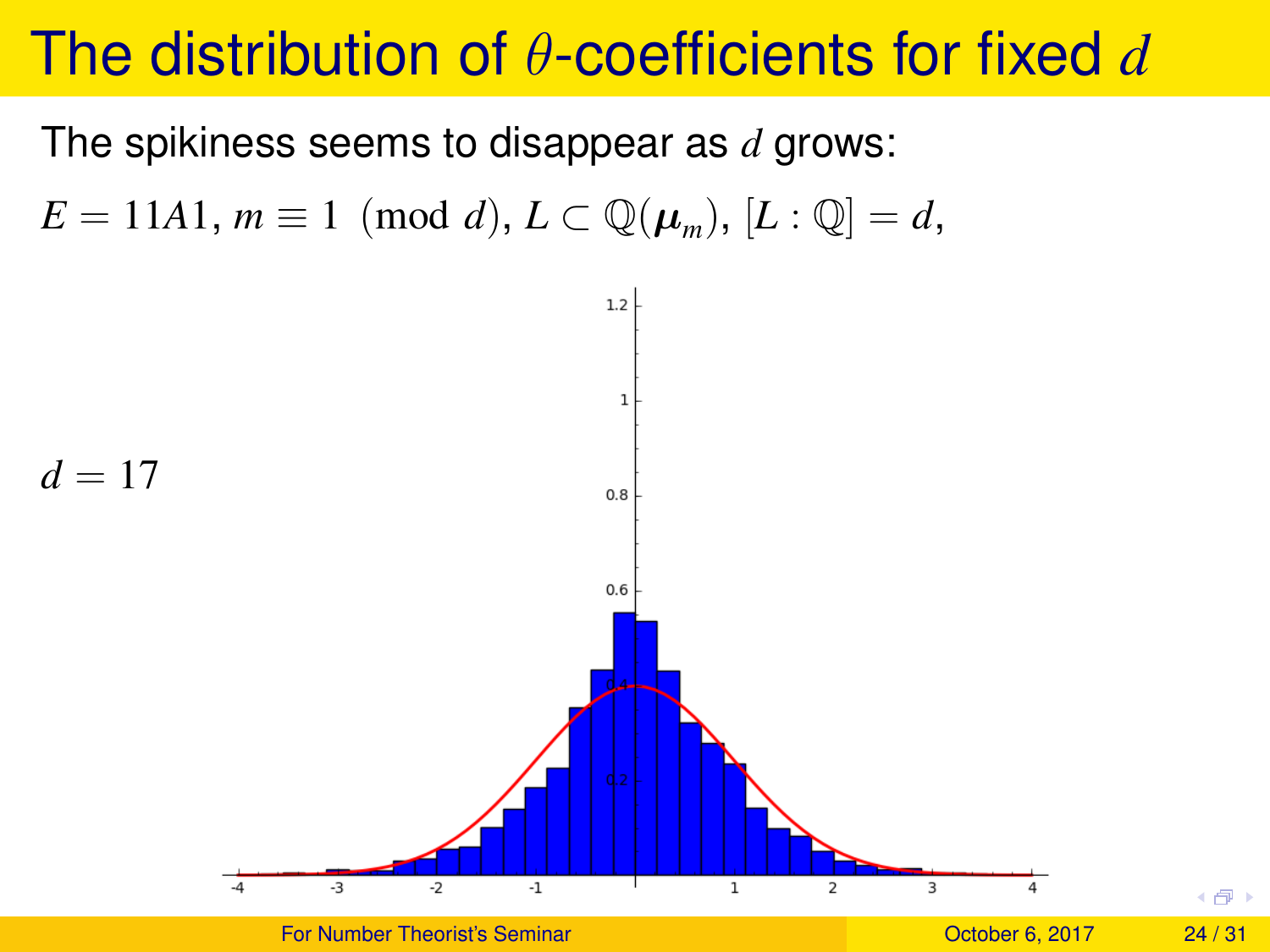# The distribution of $\theta$-coefficients for fixed $d$

The spikiness seems to disappear as $d$ grows:

$E = 11A1$, $m \equiv 1 \pmod{d}$, $L \subset \mathbb{Q}(\boldsymbol{\mu}_m)$, $[L : \mathbb{Q}] = d$,

$d = 17$

1.2
1
0.8
0.6
0.4
0.2
-4
-3
-2
-1
1
2
3
4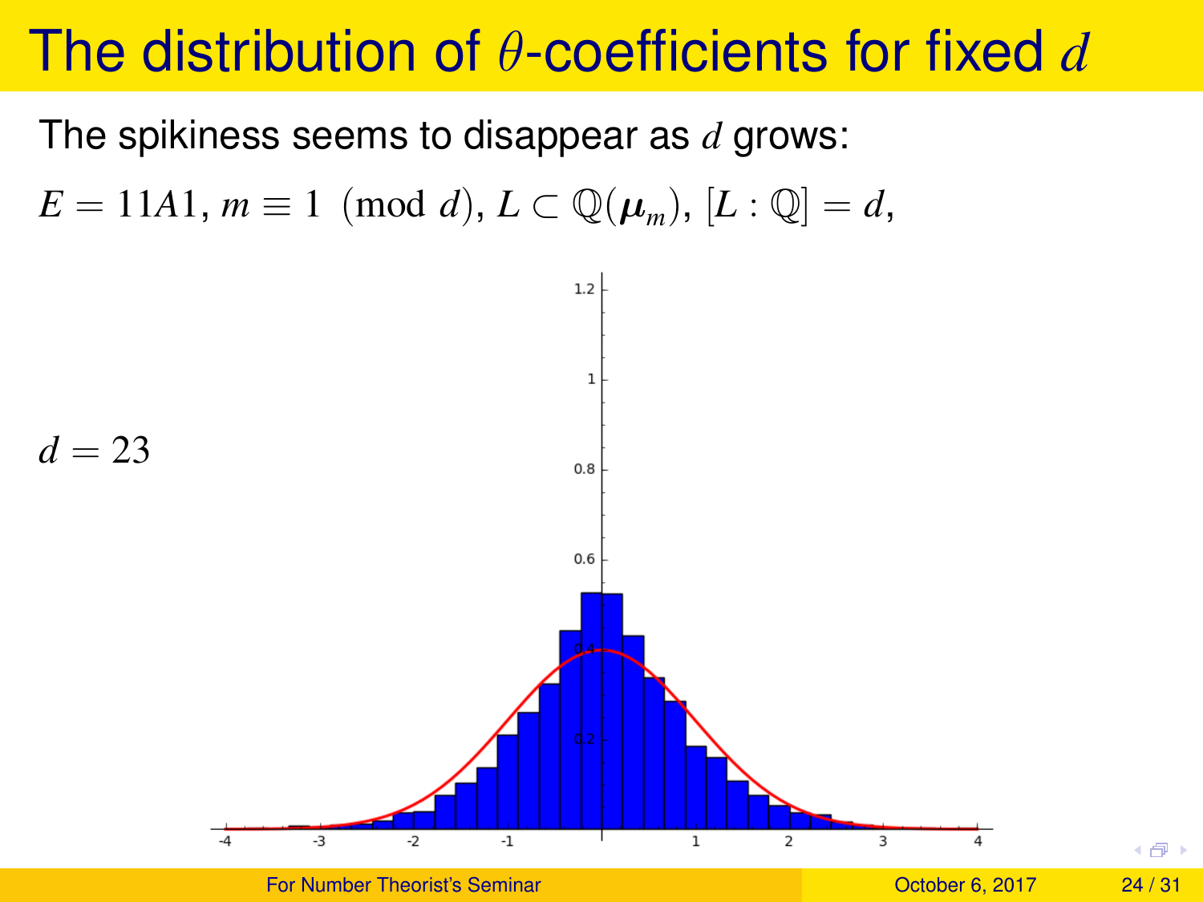# The distribution of $\theta$-coefficients for fixed $d$

The spikiness seems to disappear as $d$ grows:

$E = 11A1$, $m \equiv 1 \pmod{d}$, $L \subset \mathbb{Q}(\boldsymbol{\mu}_m)$, $[L : \mathbb{Q}] = d$,

$d = 23$

1.2
1
0.8
0.6
0.4
0.2
-4
-3
-2
-1
1
2
3
4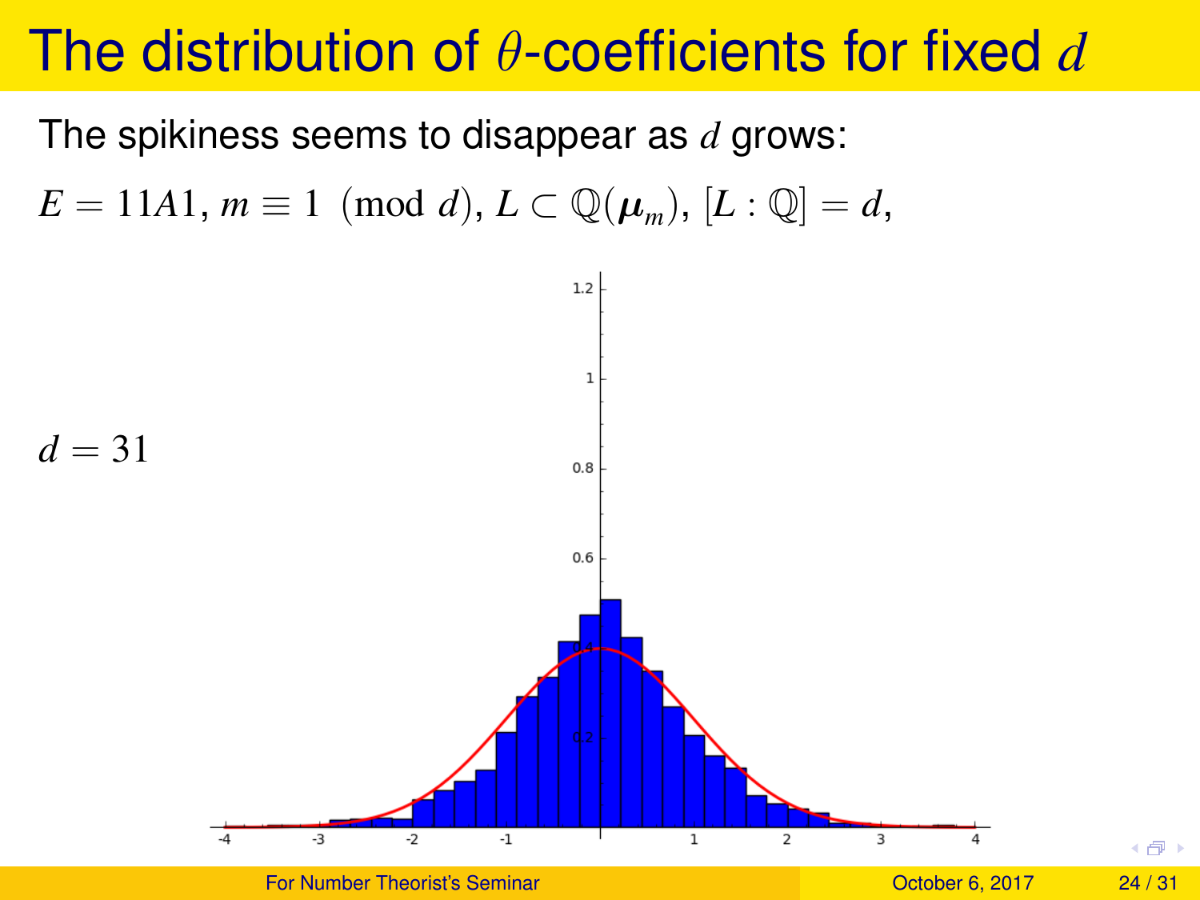# The distribution of $\theta$-coefficients for fixed $d$

The spikiness seems to disappear as $d$ grows:

$E = 11A1$, $m \equiv 1 \pmod{d}$, $L \subset \mathbb{Q}(\boldsymbol{\mu}_m)$, $[L : \mathbb{Q}] = d$,

$d = 31$

1.2
1
0.8
0.6
0.4
0.2
-4
-3
-2
-1
1
2
3
4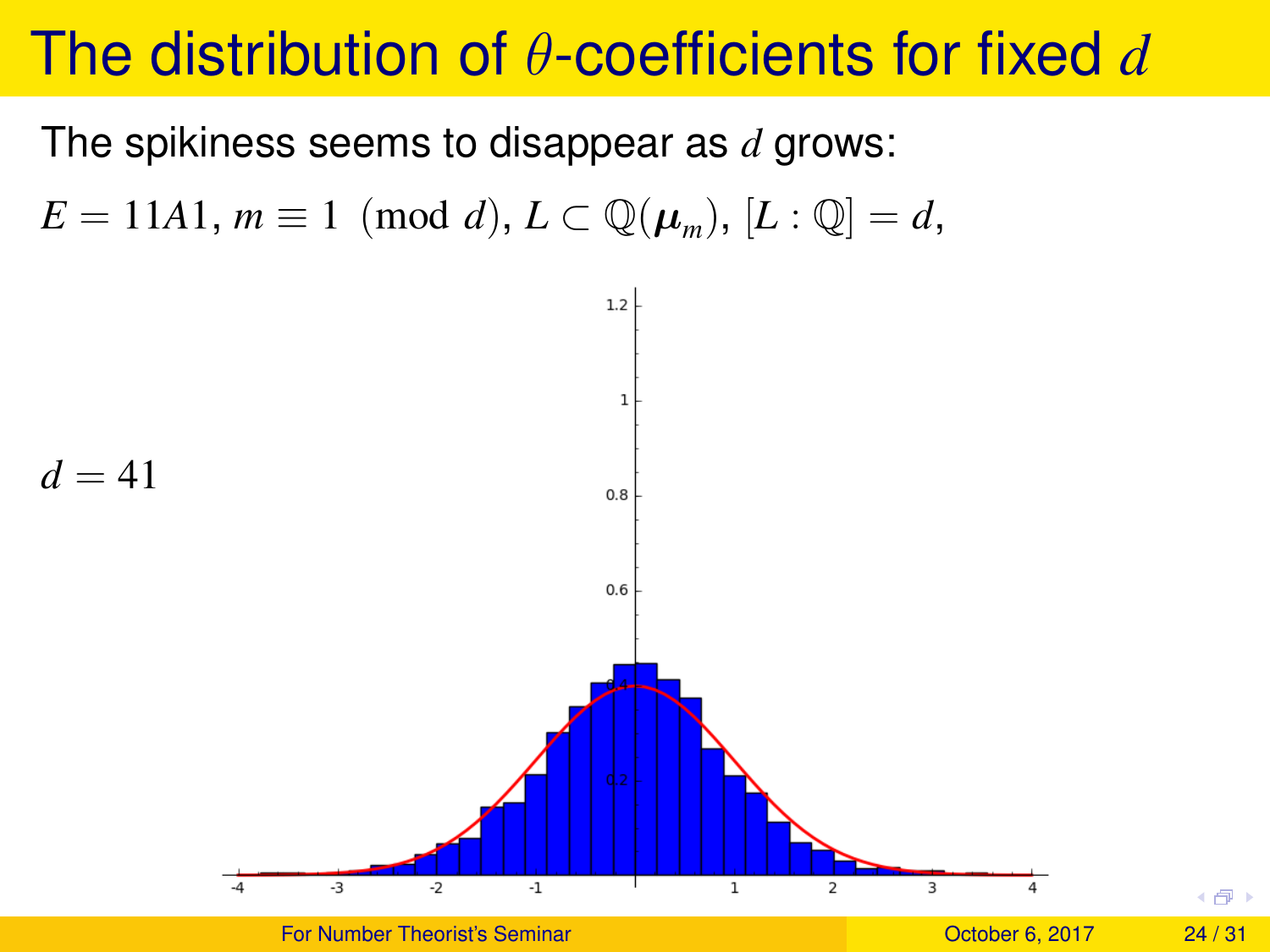# The distribution of $\theta$-coefficients for fixed $d$

The spikiness seems to disappear as $d$ grows:

$E = 11A1$, $m \equiv 1 \pmod{d}$, $L \subset \mathbb{Q}(\boldsymbol{\mu}_m)$, $[L : \mathbb{Q}] = d$,

$d = 41$

1.2
1
0.8
0.6
0.4
0.2
-4
-3
-2
-1
1
2
3
4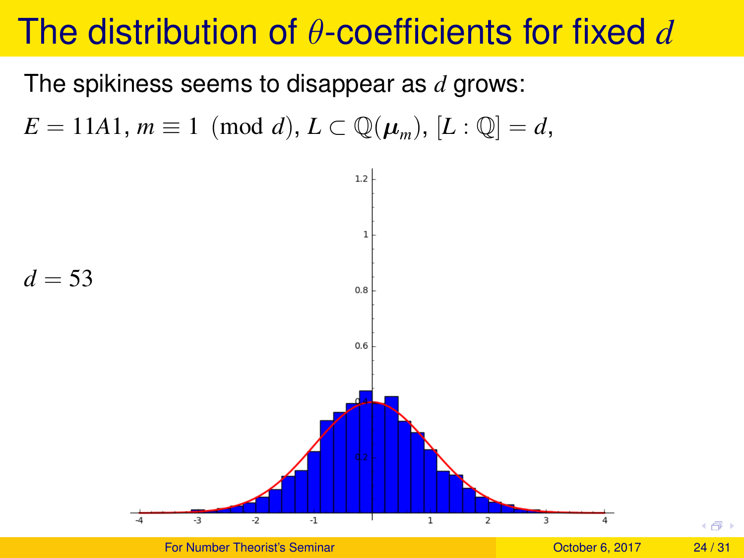# The distribution of $\theta$-coefficients for fixed $d$

The spikiness seems to disappear as $d$ grows:

$E = 11A1$, $m \equiv 1 \pmod d$, $L \subset \mathbb{Q}(\boldsymbol{\mu}_m)$, $[L : \mathbb{Q}] = d$,

$d = 53$

1.2
1
0.8
0.6
0.4
0.2
-4
-3
-2
-1
1
2
3
4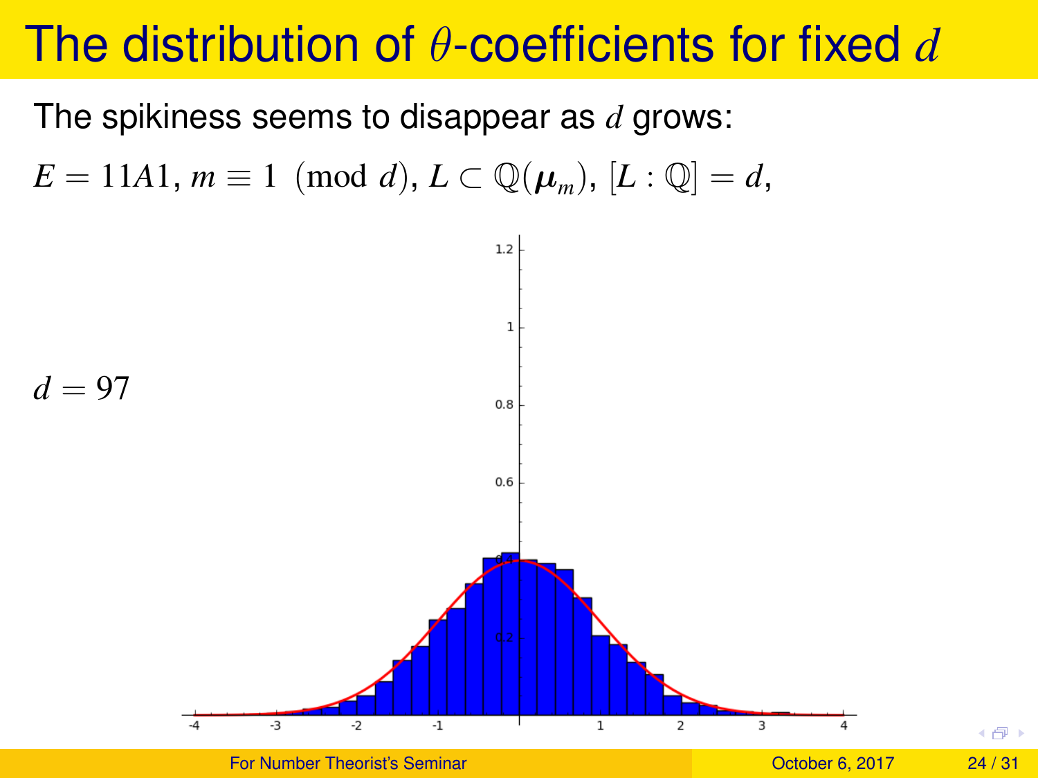# The distribution of $\theta$-coefficients for fixed $d$

The spikiness seems to disappear as $d$ grows:

$E = 11A1$, $m \equiv 1 \pmod{d}$, $L \subset \mathbb{Q}(\boldsymbol{\mu}_m)$, $[L : \mathbb{Q}] = d$,

$d = 97$

1.2
1
0.8
0.6
0.4
0.2
-4
-3
-2
-1
1
2
3
4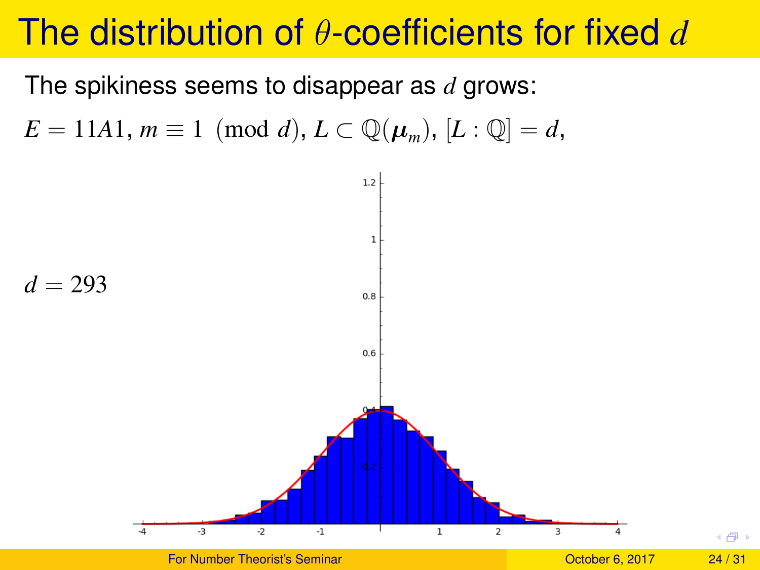# The distribution of $\theta$-coefficients for fixed $d$

The spikiness seems to disappear as $d$ grows:

$E = 11A1$, $m \equiv 1 \pmod{d}$, $L \subset \mathbb{Q}(\boldsymbol{\mu}_m)$, $[L : \mathbb{Q}] = d$,

$d = 293$

1.2
1
0.8
0.6
0.4
0.2
-4
-3
-2
-1
1
2
3
4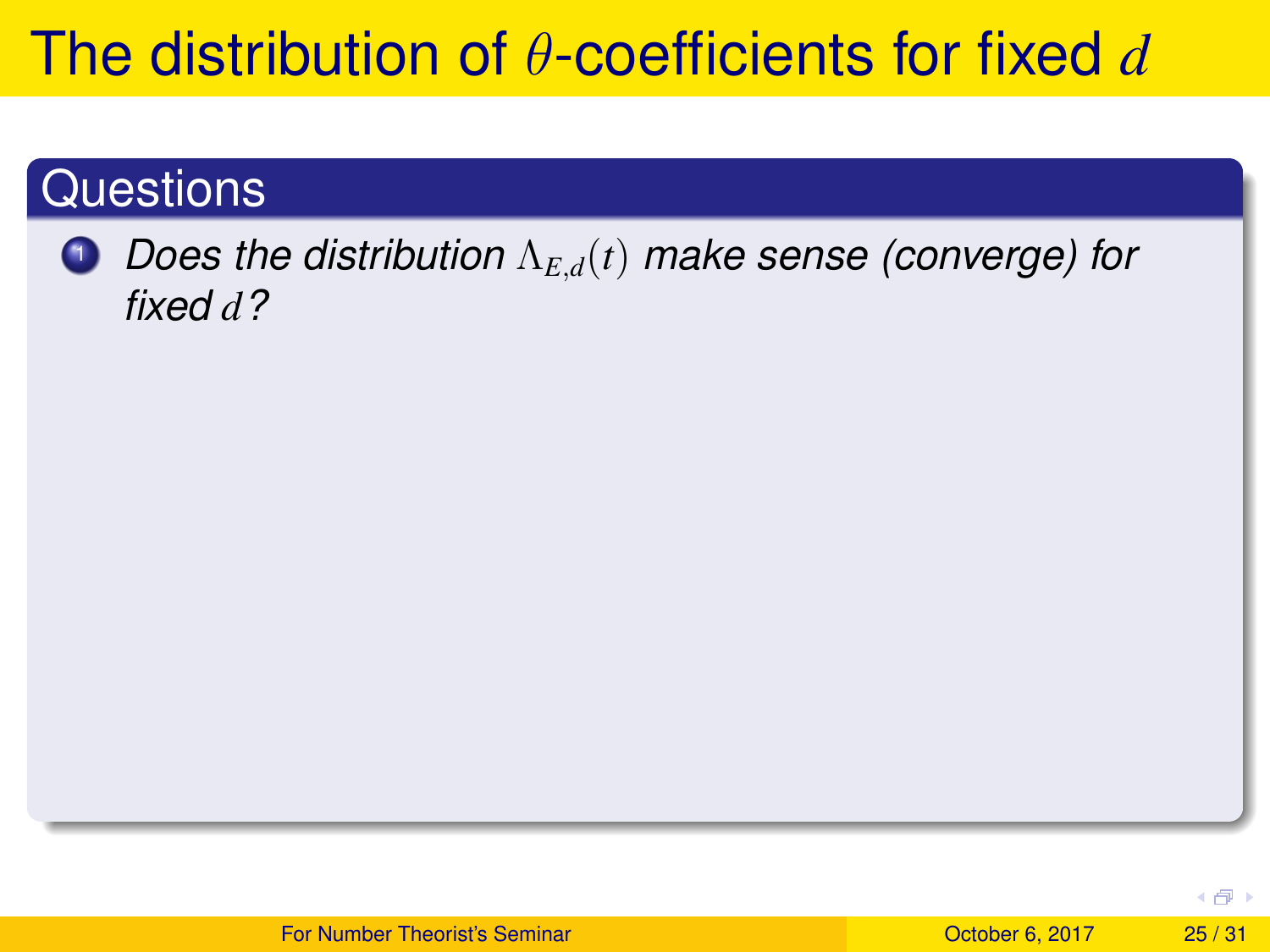# The distribution of $\theta$-coefficients for fixed $d$

## Questions

1. *Does the distribution $\Lambda_{E,d}(t)$ make sense (converge) for fixed $d$?*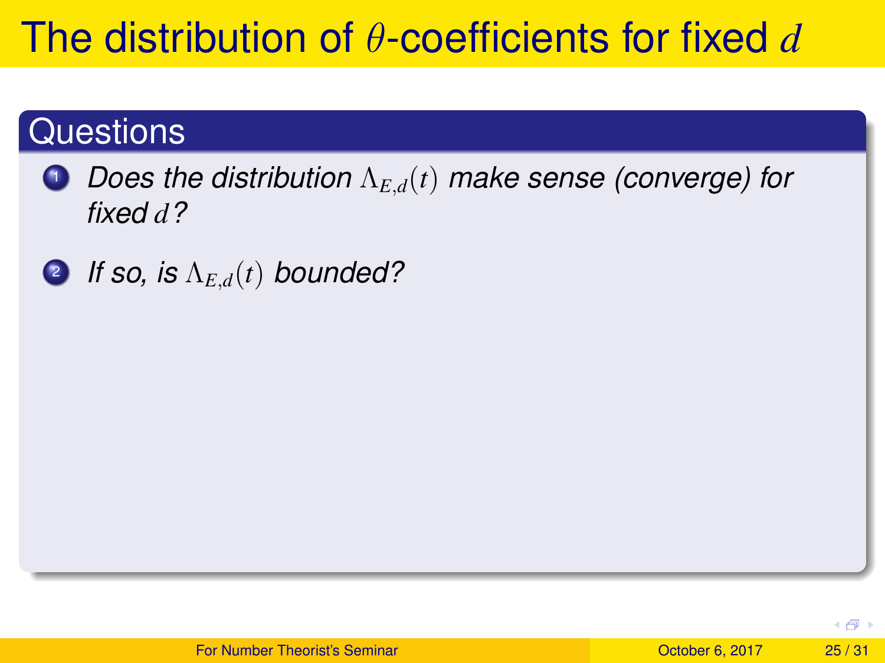# The distribution of $\theta$-coefficients for fixed $d$

## Questions

1. *Does the distribution $\Lambda_{E,d}(t)$ make sense (converge) for fixed $d$?*
2. *If so, is $\Lambda_{E,d}(t)$ bounded?*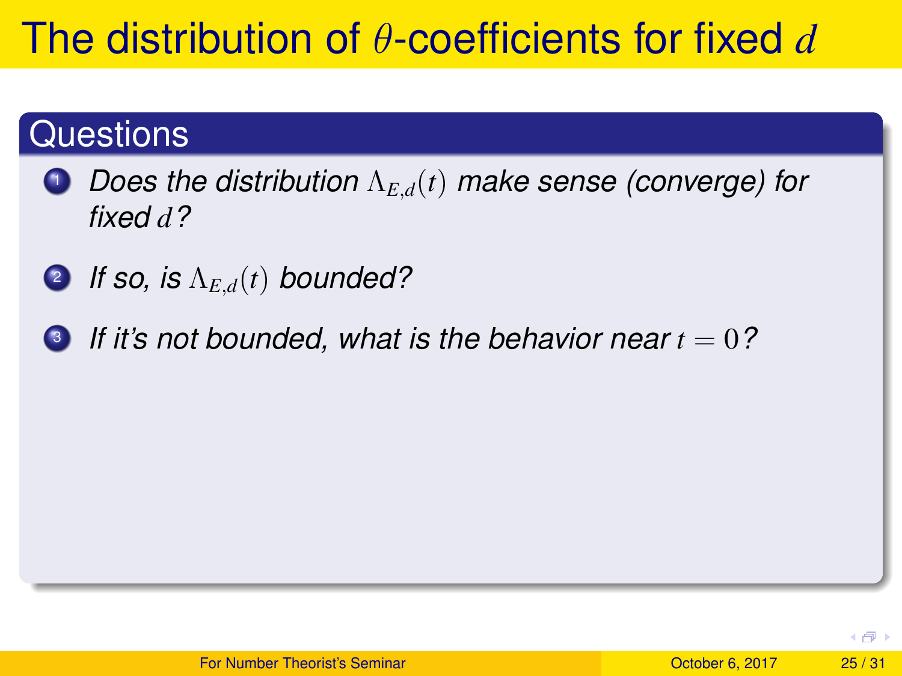# The distribution of $\theta$-coefficients for fixed $d$

## Questions

1. *Does the distribution $\Lambda_{E,d}(t)$ make sense (converge) for fixed $d$?*
2. *If so, is $\Lambda_{E,d}(t)$ bounded?*
3. *If it's not bounded, what is the behavior near $t = 0$?*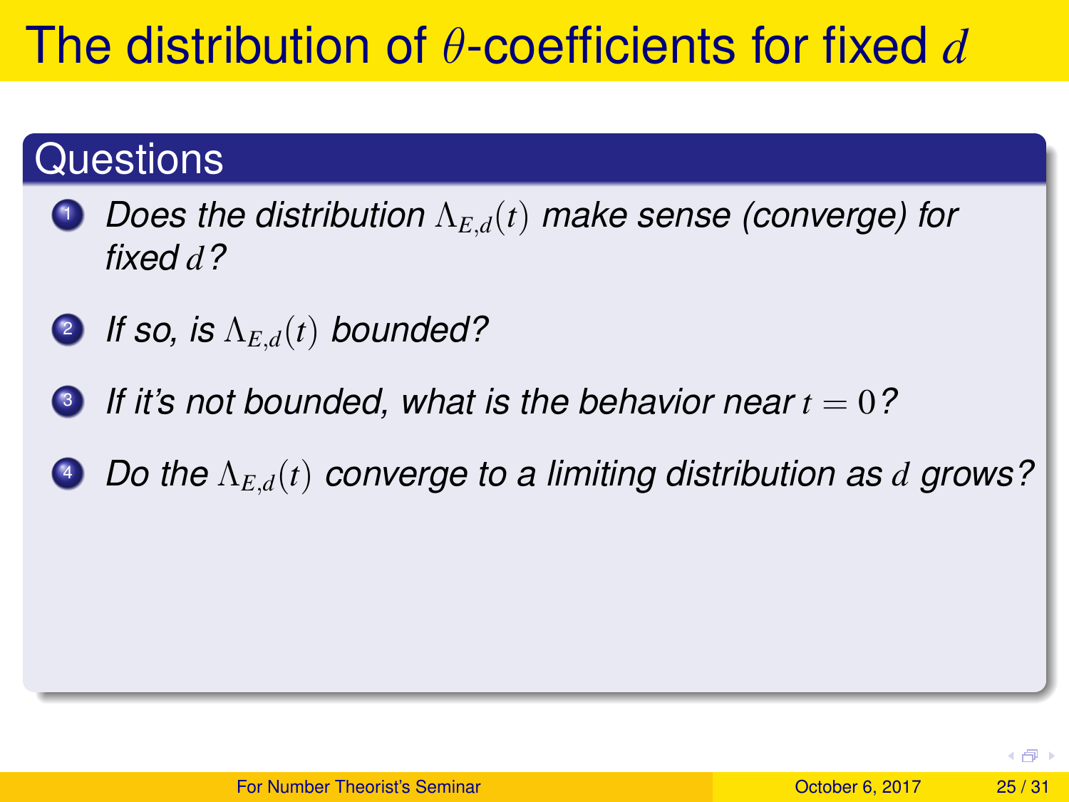# The distribution of $\theta$-coefficients for fixed $d$

## Questions

1. *Does the distribution $\Lambda_{E,d}(t)$ make sense (converge) for fixed $d$?*
2. *If so, is $\Lambda_{E,d}(t)$ bounded?*
3. *If it's not bounded, what is the behavior near $t = 0$?*
4. *Do the $\Lambda_{E,d}(t)$ converge to a limiting distribution as $d$ grows?*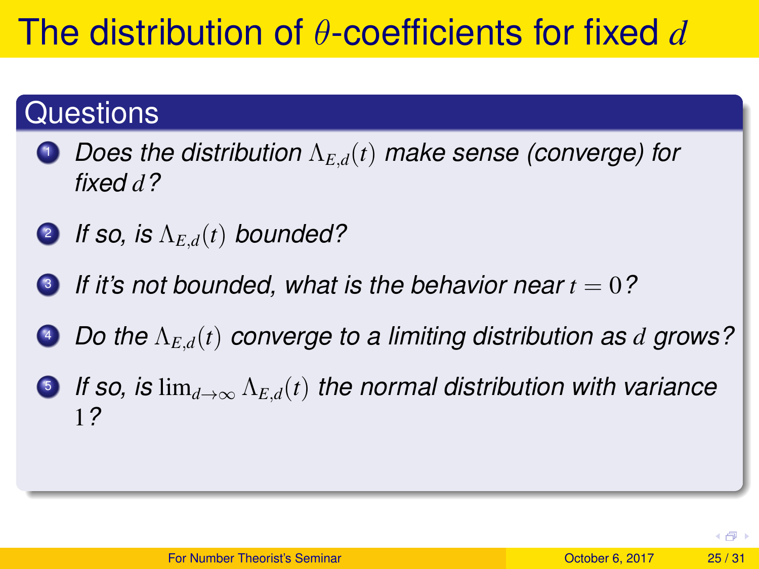# The distribution of $\theta$-coefficients for fixed $d$

## Questions

1. *Does the distribution $\Lambda_{E,d}(t)$ make sense (converge) for fixed $d$?*
2. *If so, is $\Lambda_{E,d}(t)$ bounded?*
3. *If it's not bounded, what is the behavior near $t = 0$?*
4. *Do the $\Lambda_{E,d}(t)$ converge to a limiting distribution as $d$ grows?*
5. *If so, is $\lim_{d \to \infty} \Lambda_{E,d}(t)$ the normal distribution with variance 1?*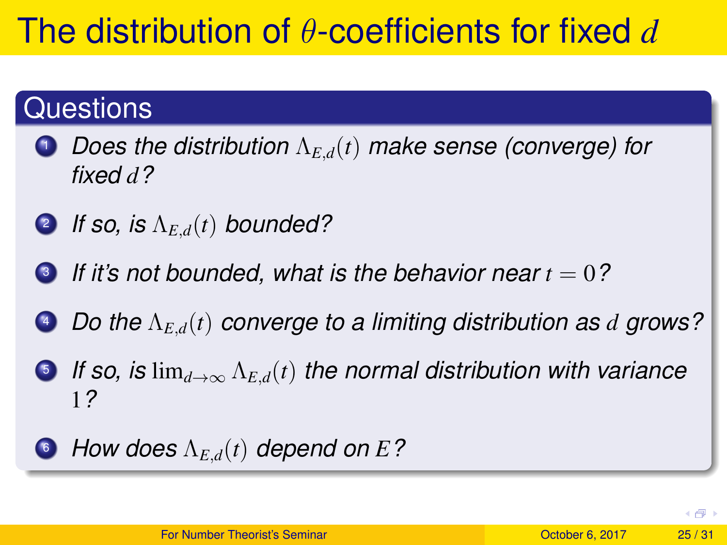# The distribution of $\theta$-coefficients for fixed $d$

## Questions

1. *Does the distribution $\Lambda_{E,d}(t)$ make sense (converge) for fixed $d$?*
2. *If so, is $\Lambda_{E,d}(t)$ bounded?*
3. *If it's not bounded, what is the behavior near $t = 0$?*
4. *Do the $\Lambda_{E,d}(t)$ converge to a limiting distribution as $d$ grows?*
5. *If so, is $\lim_{d \to \infty} \Lambda_{E,d}(t)$ the normal distribution with variance 1?*
6. *How does $\Lambda_{E,d}(t)$ depend on $E$?*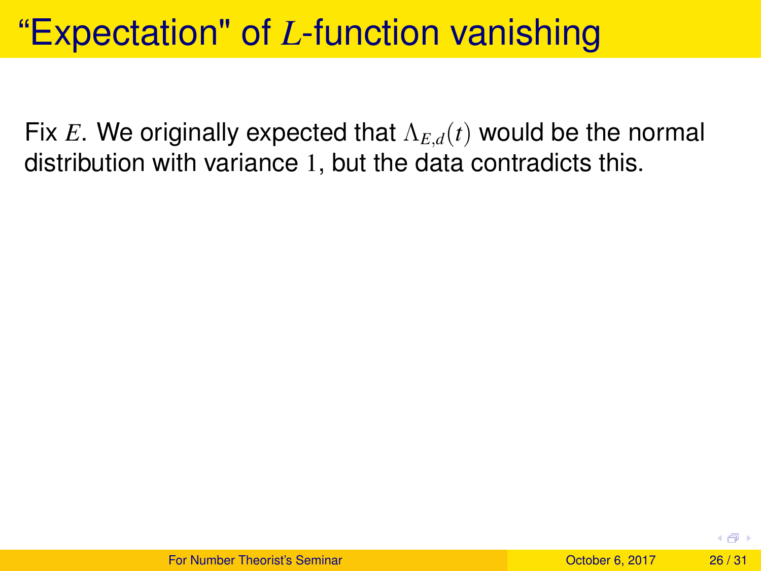# “Expectation" of $L$-function vanishing

Fix $E$. We originally expected that $\Lambda_{E,d}(t)$ would be the normal distribution with variance $1$, but the data contradicts this.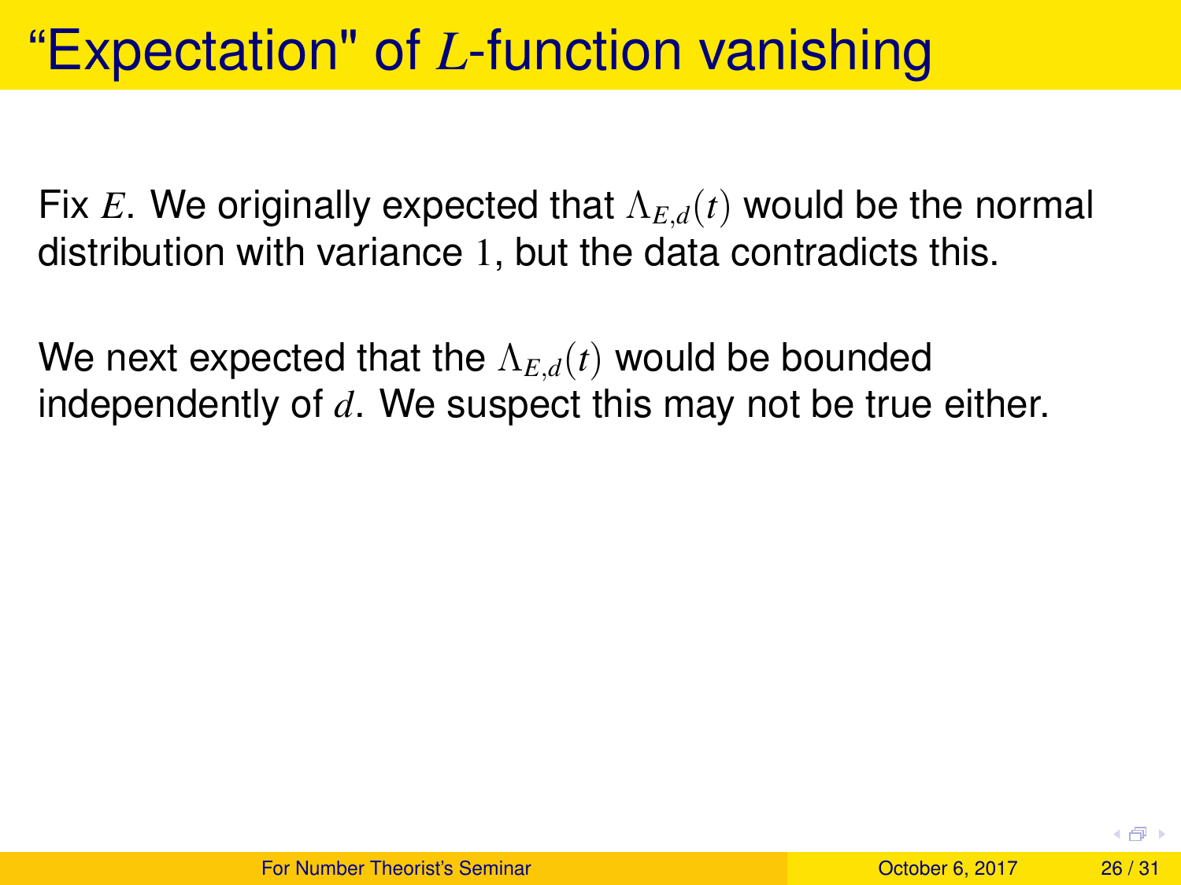# “Expectation" of $L$-function vanishing

Fix $E$. We originally expected that $\Lambda_{E,d}(t)$ would be the normal distribution with variance $1$, but the data contradicts this.

We next expected that the $\Lambda_{E,d}(t)$ would be bounded independently of $d$. We suspect this may not be true either.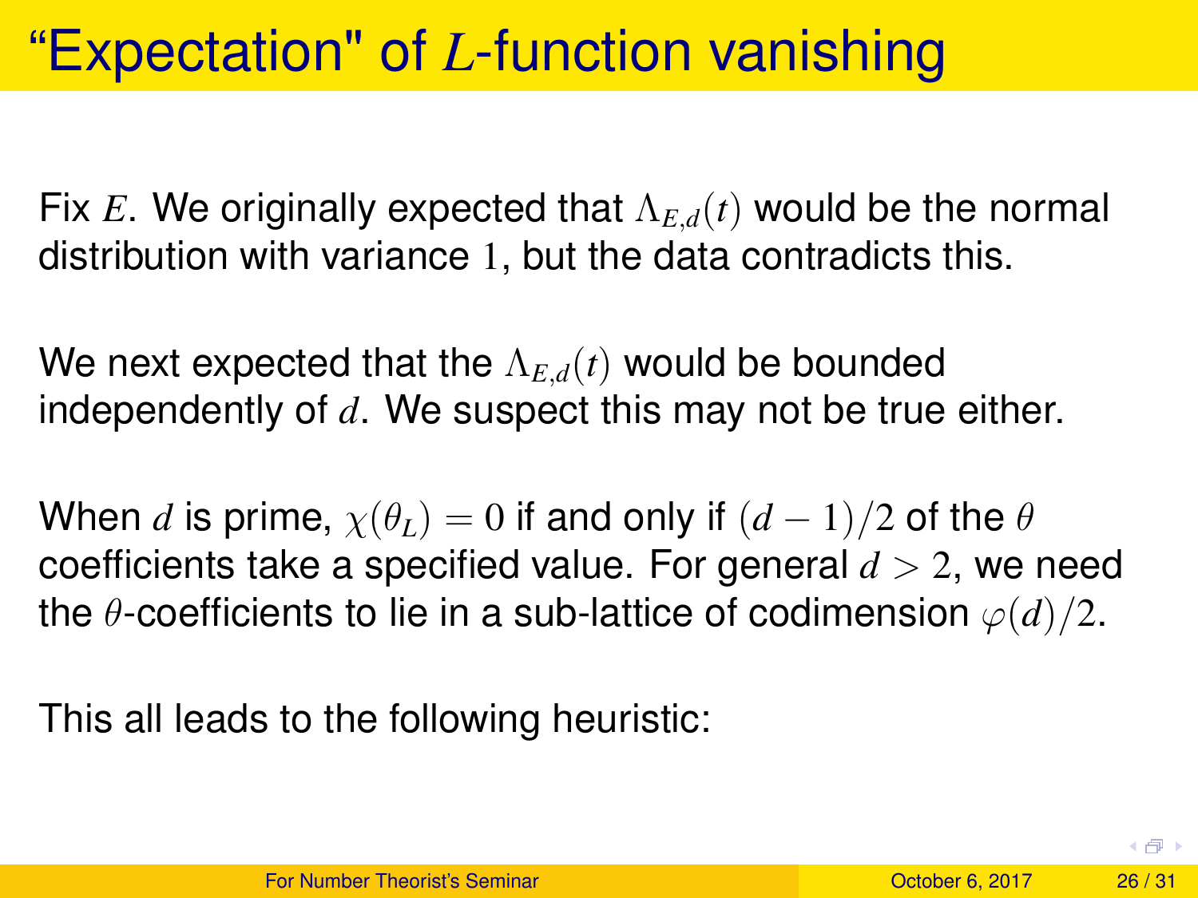# “Expectation" of $L$-function vanishing

Fix $E$. We originally expected that $\Lambda_{E,d}(t)$ would be the normal distribution with variance $1$, but the data contradicts this.

We next expected that the $\Lambda_{E,d}(t)$ would be bounded independently of $d$. We suspect this may not be true either.

When $d$ is prime, $\chi(\theta_L) = 0$ if and only if $(d-1)/2$ of the $\theta$ coefficients take a specified value. For general $d > 2$, we need the $\theta$-coefficients to lie in a sub-lattice of codimension $\varphi(d)/2$.

This all leads to the following heuristic: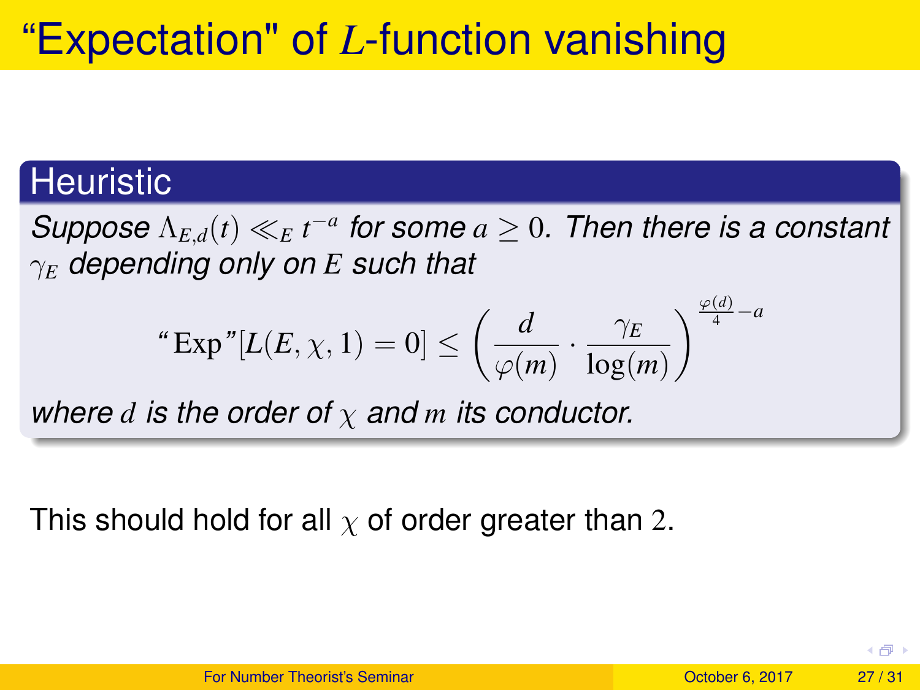# “Expectation" of $L$-function vanishing

## Heuristic

*Suppose $\Lambda_{E,d}(t) \ll_E t^{-a}$ for some $a \geq 0$. Then there is a constant $\gamma_E$ depending only on $E$ such that*

$$\text{“Exp”}[L(E, \chi, 1) = 0] \leq \left( \frac{d}{\varphi(m)} \cdot \frac{\gamma_E}{\log(m)} \right)^{\frac{\varphi(d)}{4} - a}$$

*where $d$ is the order of $\chi$ and $m$ its conductor.*

This should hold for all $\chi$ of order greater than $2$.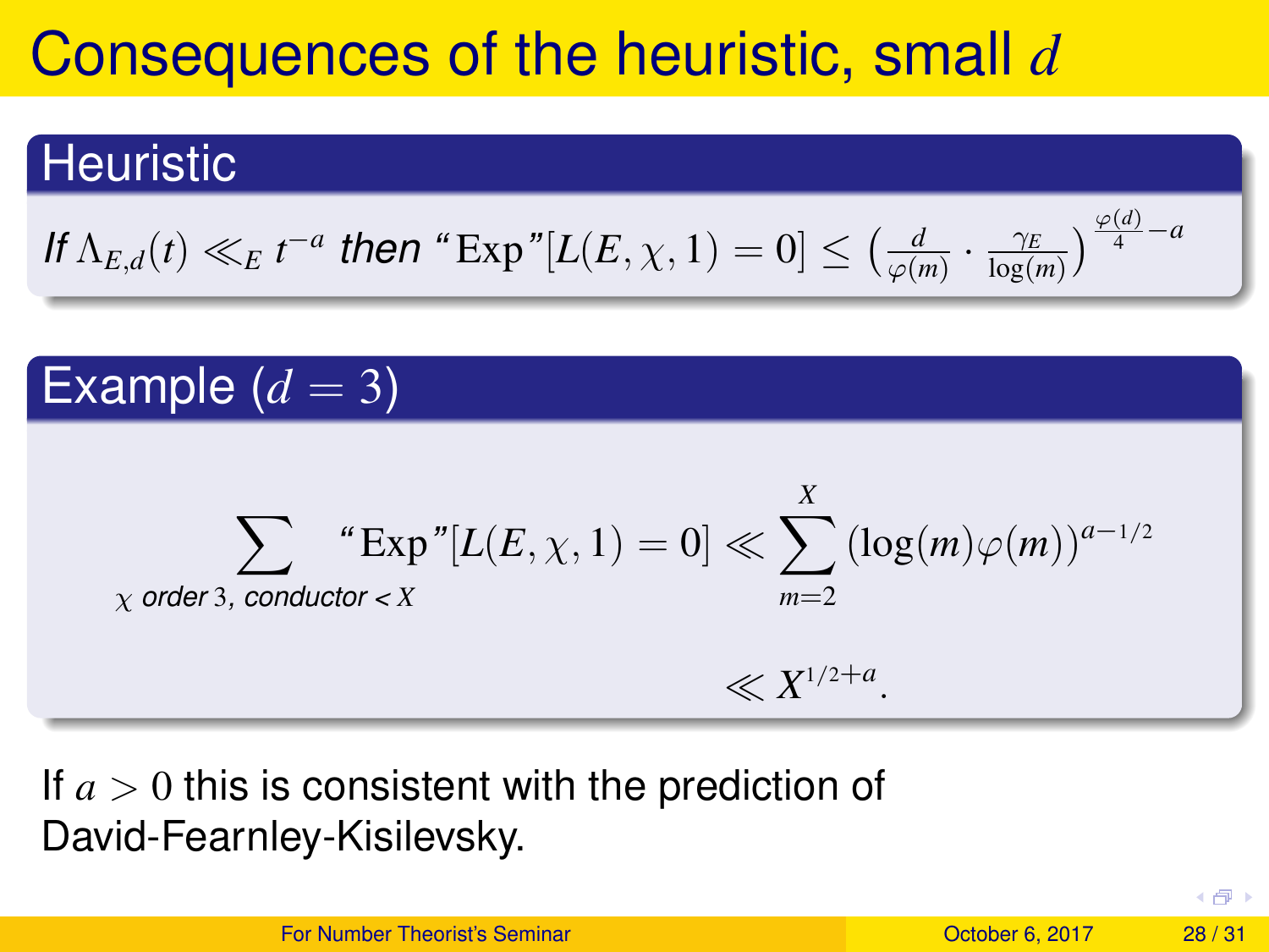# Consequences of the heuristic, small $d$

## Heuristic

*If* $\Lambda_{E,d}(t) \ll_E t^{-a}$ *then* "Exp"$[L(E,\chi,1)=0] \leq \left(\frac{d}{\varphi(m)} \cdot \frac{\gamma_E}{\log(m)}\right)^{\frac{\varphi(d)}{4}-a}$

## Example ($d = 3$)

$$\sum_{\chi \text{ order } 3, \text{ conductor} < X} \text{"Exp"}[L(E,\chi,1)=0] \ll \sum_{m=2}^{X} (\log(m)\varphi(m))^{a-1/2}$$

$$\ll X^{1/2+a}.$$

If $a > 0$ this is consistent with the prediction of David-Fearnley-Kisilevsky.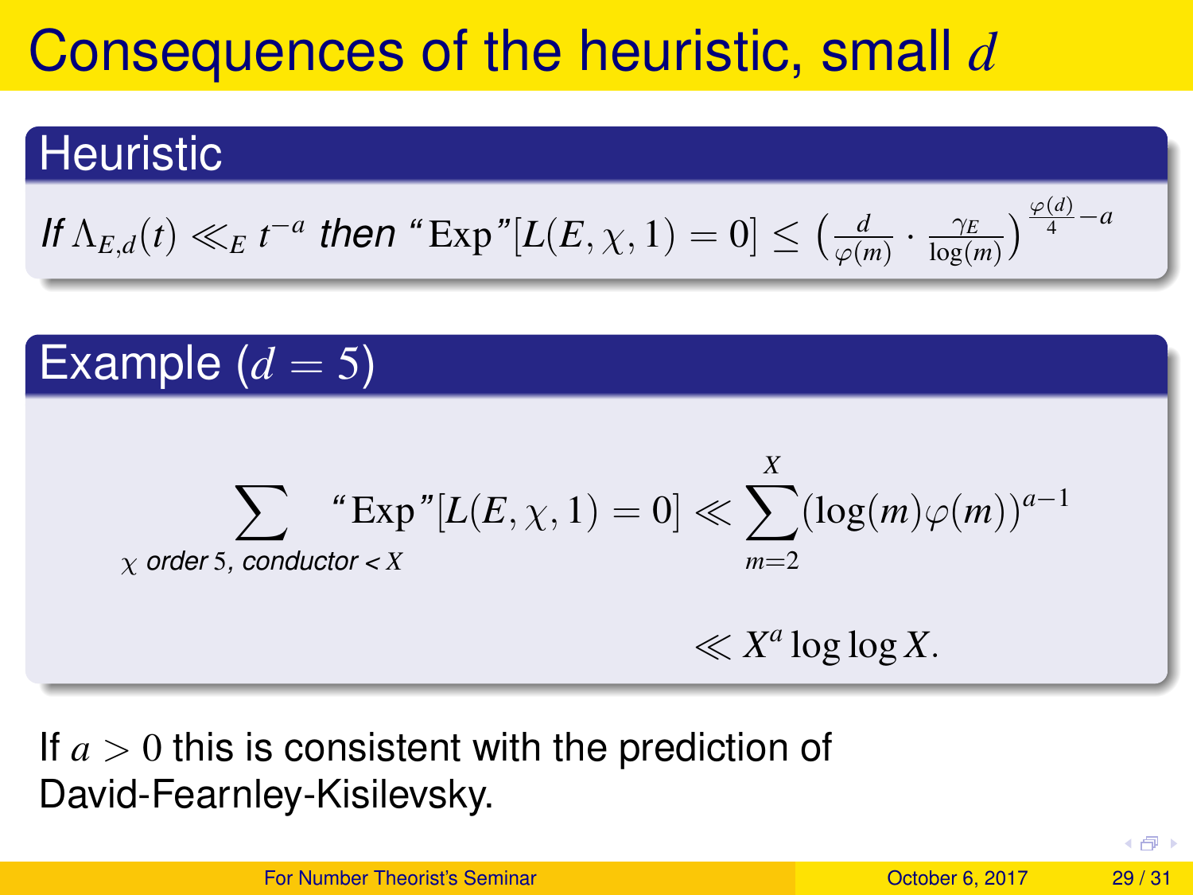# Consequences of the heuristic, small $d$

## Heuristic

*If* $\Lambda_{E,d}(t) \ll_E t^{-a}$ *then* "Exp"$[L(E,\chi,1)=0] \leq \left(\frac{d}{\varphi(m)} \cdot \frac{\gamma_E}{\log(m)}\right)^{\frac{\varphi(d)}{4}-a}$

## Example ($d = 5$)

$$\sum_{\chi \text{ order } 5, \text{ conductor} < X} \text{“Exp”}[L(E,\chi,1)=0] \ll \sum_{m=2}^{X} (\log(m)\varphi(m))^{a-1}$$

$$\ll X^a \log\log X.$$

If $a > 0$ this is consistent with the prediction of David-Fearnley-Kisilevsky.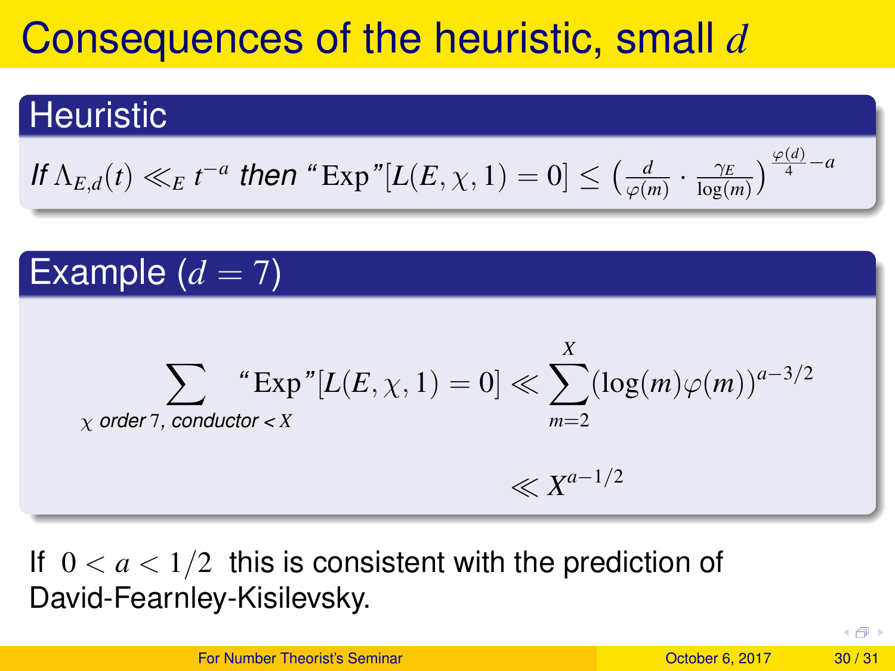# Consequences of the heuristic, small $d$

## Heuristic

*If* $\Lambda_{E,d}(t) \ll_E t^{-a}$ *then* "Exp"$[L(E,\chi,1) = 0] \leq \left(\frac{d}{\varphi(m)} \cdot \frac{\gamma_E}{\log(m)}\right)^{\frac{\varphi(d)}{4} - a}$

## Example ($d = 7$)

$$\sum_{\chi \text{ order } 7, \text{ conductor} < X} \text{"Exp"}[L(E,\chi,1) = 0] \ll \sum_{m=2}^{X} (\log(m)\varphi(m))^{a-3/2}$$

$$\ll X^{a-1/2}$$

If $0 < a < 1/2$ this is consistent with the prediction of David-Fearnley-Kisilevsky.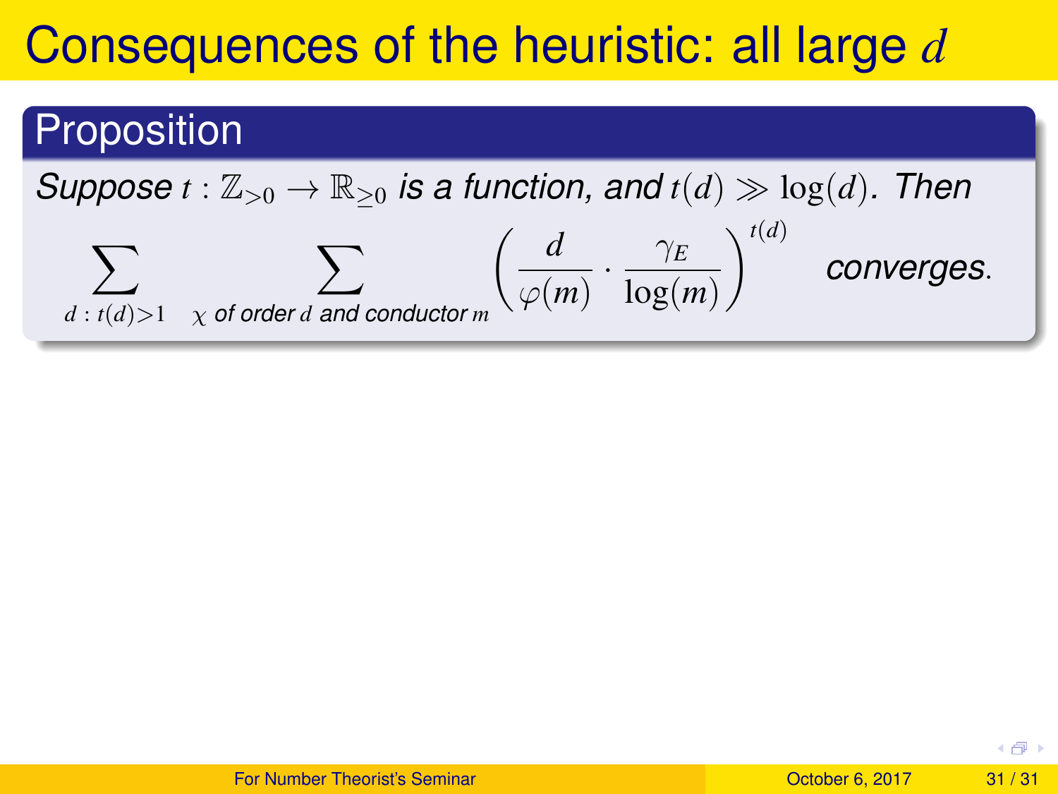# Consequences of the heuristic: all large $d$

## Proposition

*Suppose $t : \mathbb{Z}_{>0} \to \mathbb{R}_{\geq 0}$ is a function, and $t(d) \gg \log(d)$. Then*

$$\sum_{d \,:\, t(d)>1} \;\; \sum_{\chi \text{ of order } d \text{ and conductor } m} \left( \frac{d}{\varphi(m)} \cdot \frac{\gamma_E}{\log(m)} \right)^{t(d)} \quad \text{converges.}$$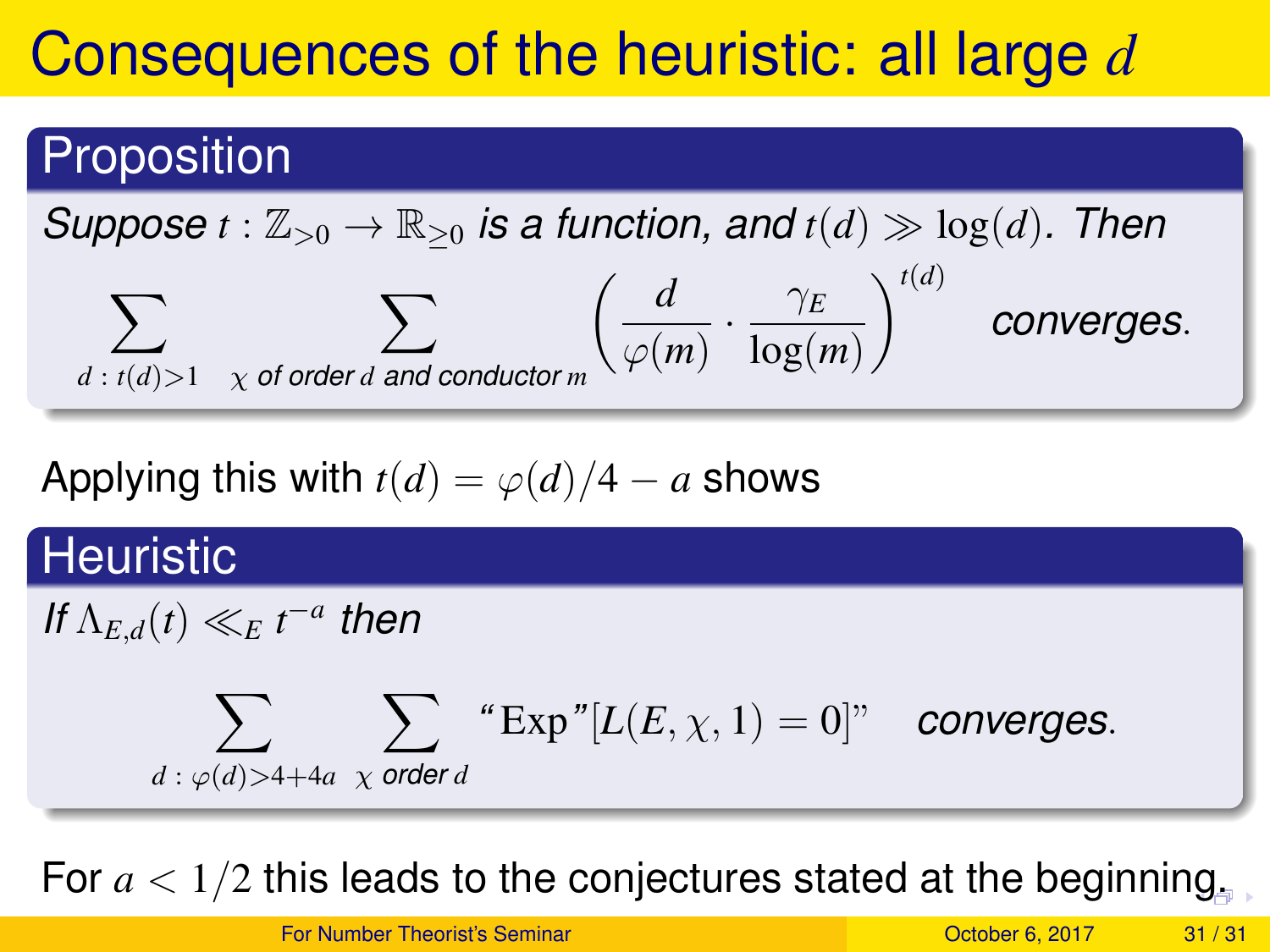# Consequences of the heuristic: all large $d$

## Proposition

*Suppose $t : \mathbb{Z}_{>0} \to \mathbb{R}_{\geq 0}$ is a function, and $t(d) \gg \log(d)$. Then*

$$\sum_{d \,:\, t(d)>1} \; \sum_{\chi \text{ of order } d \text{ and conductor } m} \left( \frac{d}{\varphi(m)} \cdot \frac{\gamma_E}{\log(m)} \right)^{t(d)} \quad \textit{converges.}$$

Applying this with $t(d) = \varphi(d)/4 - a$ shows

## Heuristic

*If $\Lambda_{E,d}(t) \ll_E t^{-a}$ then*

$$\sum_{d \,:\, \varphi(d)>4+4a} \; \sum_{\chi \text{ order } d} \text{“Exp”}[L(E, \chi, 1) = 0]\text{”} \quad \textit{converges.}$$

For $a < 1/2$ this leads to the conjectures stated at the beginning.